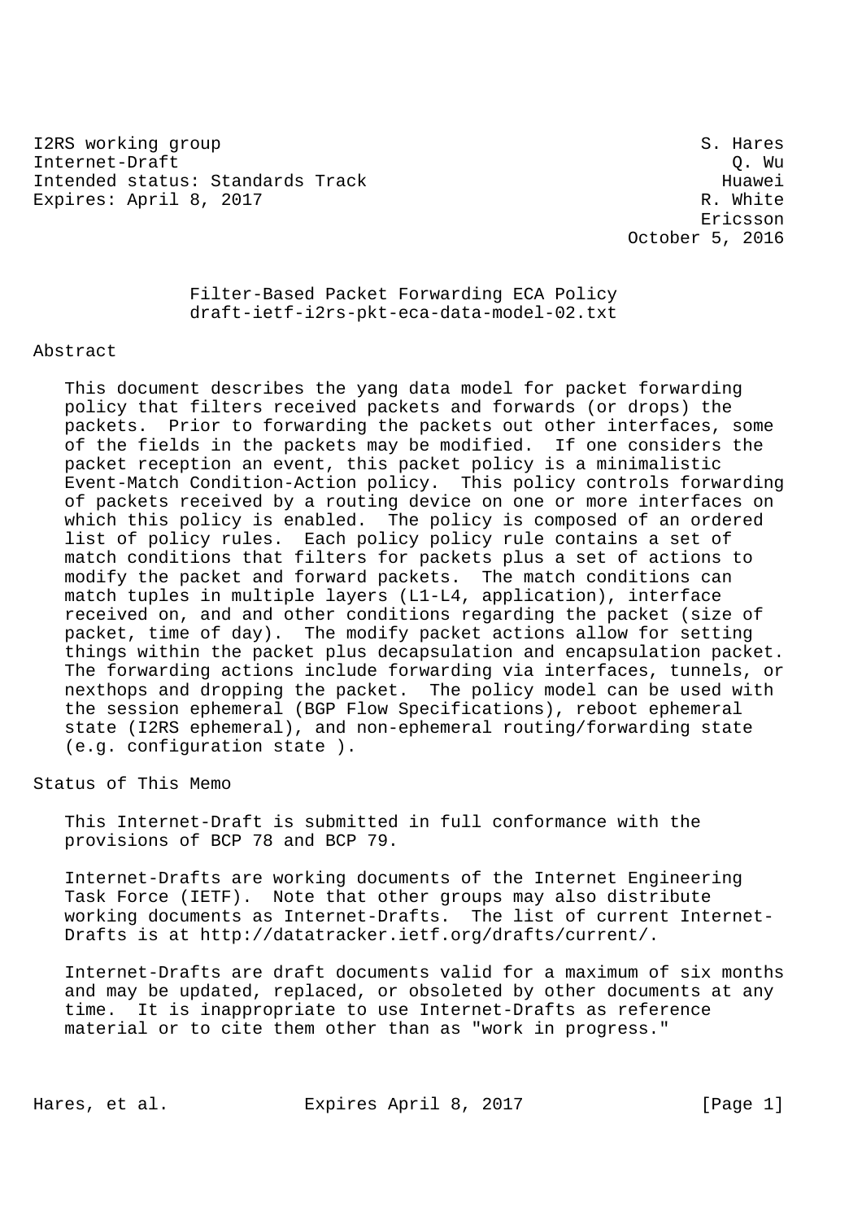I2RS working group S. Hares
Internet-Draft Q. Wu
Intended status: Standards Track Huawei
Expires: April 8, 2017 R. White
Ericsson
October 5, 2016

# Filter-Based Packet Forwarding ECA Policy
draft-ietf-i2rs-pkt-eca-data-model-02.txt

## Abstract

This document describes the yang data model for packet forwarding policy that filters received packets and forwards (or drops) the packets. Prior to forwarding the packets out other interfaces, some of the fields in the packets may be modified. If one considers the packet reception an event, this packet policy is a minimalistic Event-Match Condition-Action policy. This policy controls forwarding of packets received by a routing device on one or more interfaces on which this policy is enabled. The policy is composed of an ordered list of policy rules. Each policy policy rule contains a set of match conditions that filters for packets plus a set of actions to modify the packet and forward packets. The match conditions can match tuples in multiple layers (L1-L4, application), interface received on, and and other conditions regarding the packet (size of packet, time of day). The modify packet actions allow for setting things within the packet plus decapsulation and encapsulation packet. The forwarding actions include forwarding via interfaces, tunnels, or nexthops and dropping the packet. The policy model can be used with the session ephemeral (BGP Flow Specifications), reboot ephemeral state (I2RS ephemeral), and non-ephemeral routing/forwarding state (e.g. configuration state ).

## Status of This Memo

This Internet-Draft is submitted in full conformance with the provisions of BCP 78 and BCP 79.

Internet-Drafts are working documents of the Internet Engineering Task Force (IETF). Note that other groups may also distribute working documents as Internet-Drafts. The list of current Internet-Drafts is at http://datatracker.ietf.org/drafts/current/.

Internet-Drafts are draft documents valid for a maximum of six months and may be updated, replaced, or obsoleted by other documents at any time. It is inappropriate to use Internet-Drafts as reference material or to cite them other than as "work in progress."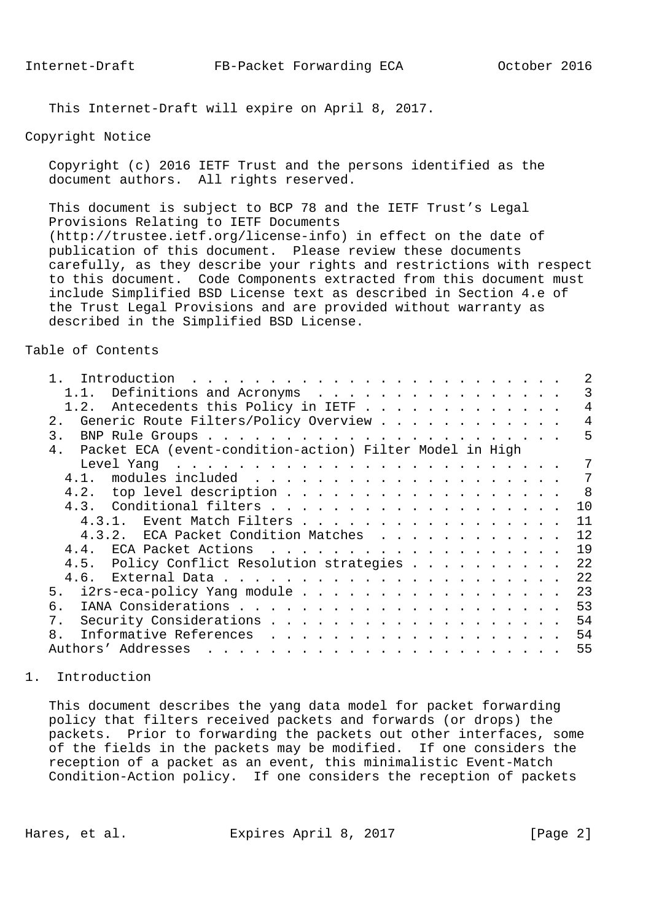This Internet-Draft will expire on April 8, 2017.

## Copyright Notice

Copyright (c) 2016 IETF Trust and the persons identified as the document authors. All rights reserved.

This document is subject to BCP 78 and the IETF Trust's Legal Provisions Relating to IETF Documents (http://trustee.ietf.org/license-info) in effect on the date of publication of this document. Please review these documents carefully, as they describe your rights and restrictions with respect to this document. Code Components extracted from this document must include Simplified BSD License text as described in Section 4.e of the Trust Legal Provisions and are provided without warranty as described in the Simplified BSD License.

## Table of Contents

```
   1.  Introduction . . . . . . . . . . . . . . . . . . . . . . . .   2
     1.1.  Definitions and Acronyms  . . . . . . . . . . . . . . . .   3
     1.2.  Antecedents this Policy in IETF . . . . . . . . . . . . .   4
   2.  Generic Route Filters/Policy Overview . . . . . . . . . . . .   4
   3.  BNP Rule Groups . . . . . . . . . . . . . . . . . . . . . . .   5
   4.  Packet ECA (event-condition-action) Filter Model in High
       Level Yang  . . . . . . . . . . . . . . . . . . . . . . . . .   7
     4.1.  modules included  . . . . . . . . . . . . . . . . . . . .   7
     4.2.  top level description . . . . . . . . . . . . . . . . . .   8
     4.3.  Conditional filters . . . . . . . . . . . . . . . . . . .  10
       4.3.1.  Event Match Filters . . . . . . . . . . . . . . . . .  11
       4.3.2.  ECA Packet Condition Matches  . . . . . . . . . . . .  12
     4.4.  ECA Packet Actions  . . . . . . . . . . . . . . . . . . .  19
     4.5.  Policy Conflict Resolution strategies . . . . . . . . . .  22
     4.6.  External Data . . . . . . . . . . . . . . . . . . . . . .  22
   5.  i2rs-eca-policy Yang module . . . . . . . . . . . . . . . . .  23
   6.  IANA Considerations . . . . . . . . . . . . . . . . . . . . .  53
   7.  Security Considerations . . . . . . . . . . . . . . . . . . .  54
   8.  Informative References  . . . . . . . . . . . . . . . . . . .  54
   Authors' Addresses  . . . . . . . . . . . . . . . . . . . . . . .  55
```

## 1. Introduction

This document describes the yang data model for packet forwarding policy that filters received packets and forwards (or drops) the packets. Prior to forwarding the packets out other interfaces, some of the fields in the packets may be modified. If one considers the reception of a packet as an event, this minimalistic Event-Match Condition-Action policy. If one considers the reception of packets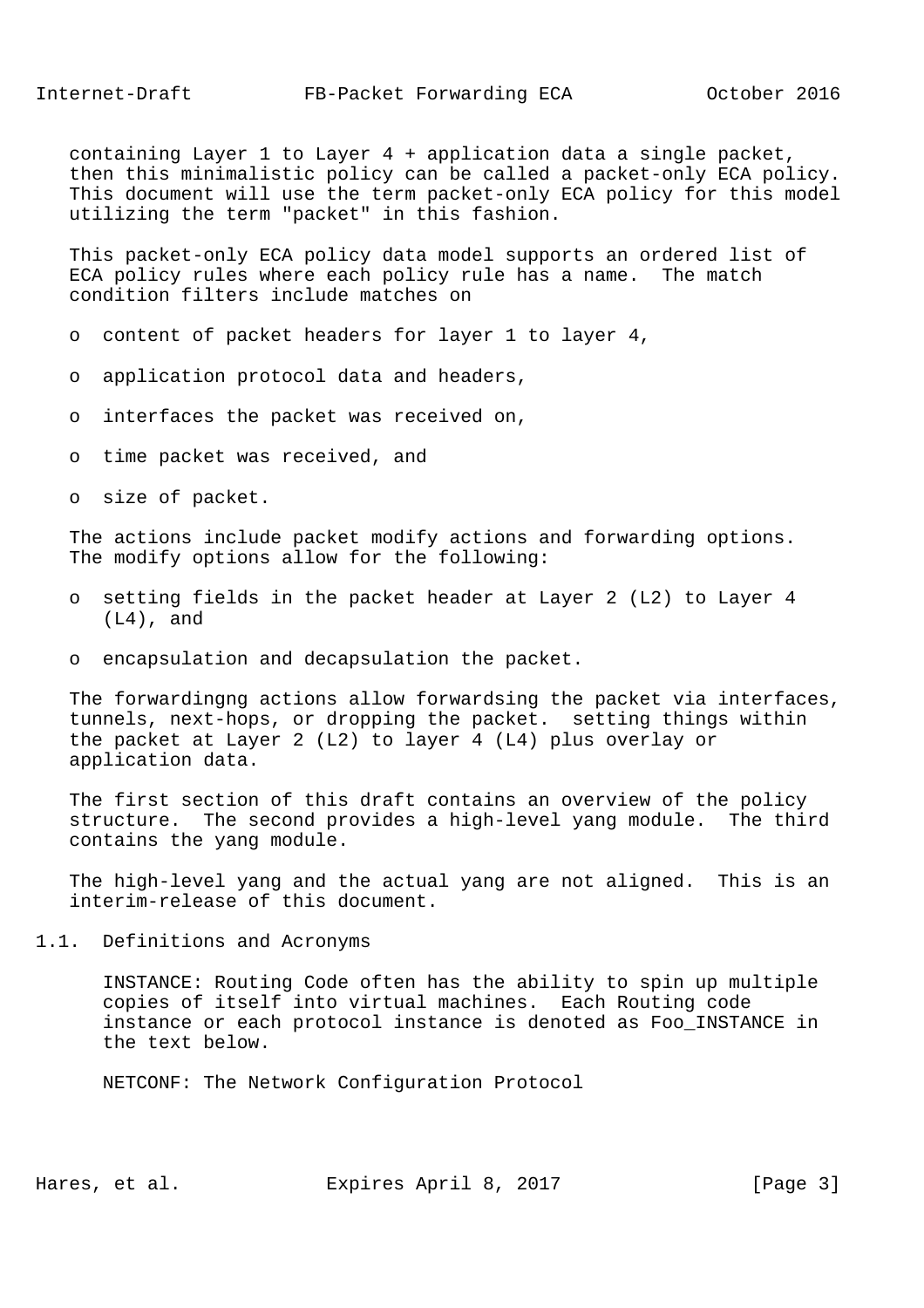containing Layer 1 to Layer 4 + application data a single packet, then this minimalistic policy can be called a packet-only ECA policy. This document will use the term packet-only ECA policy for this model utilizing the term "packet" in this fashion.

This packet-only ECA policy data model supports an ordered list of ECA policy rules where each policy rule has a name. The match condition filters include matches on

- content of packet headers for layer 1 to layer 4,
- application protocol data and headers,
- interfaces the packet was received on,
- time packet was received, and
- size of packet.

The actions include packet modify actions and forwarding options. The modify options allow for the following:

- setting fields in the packet header at Layer 2 (L2) to Layer 4 (L4), and
- encapsulation and decapsulation the packet.

The forwardingng actions allow forwardsing the packet via interfaces, tunnels, next-hops, or dropping the packet. setting things within the packet at Layer 2 (L2) to layer 4 (L4) plus overlay or application data.

The first section of this draft contains an overview of the policy structure. The second provides a high-level yang module. The third contains the yang module.

The high-level yang and the actual yang are not aligned. This is an interim-release of this document.

## 1.1. Definitions and Acronyms

INSTANCE: Routing Code often has the ability to spin up multiple copies of itself into virtual machines. Each Routing code instance or each protocol instance is denoted as Foo_INSTANCE in the text below.

NETCONF: The Network Configuration Protocol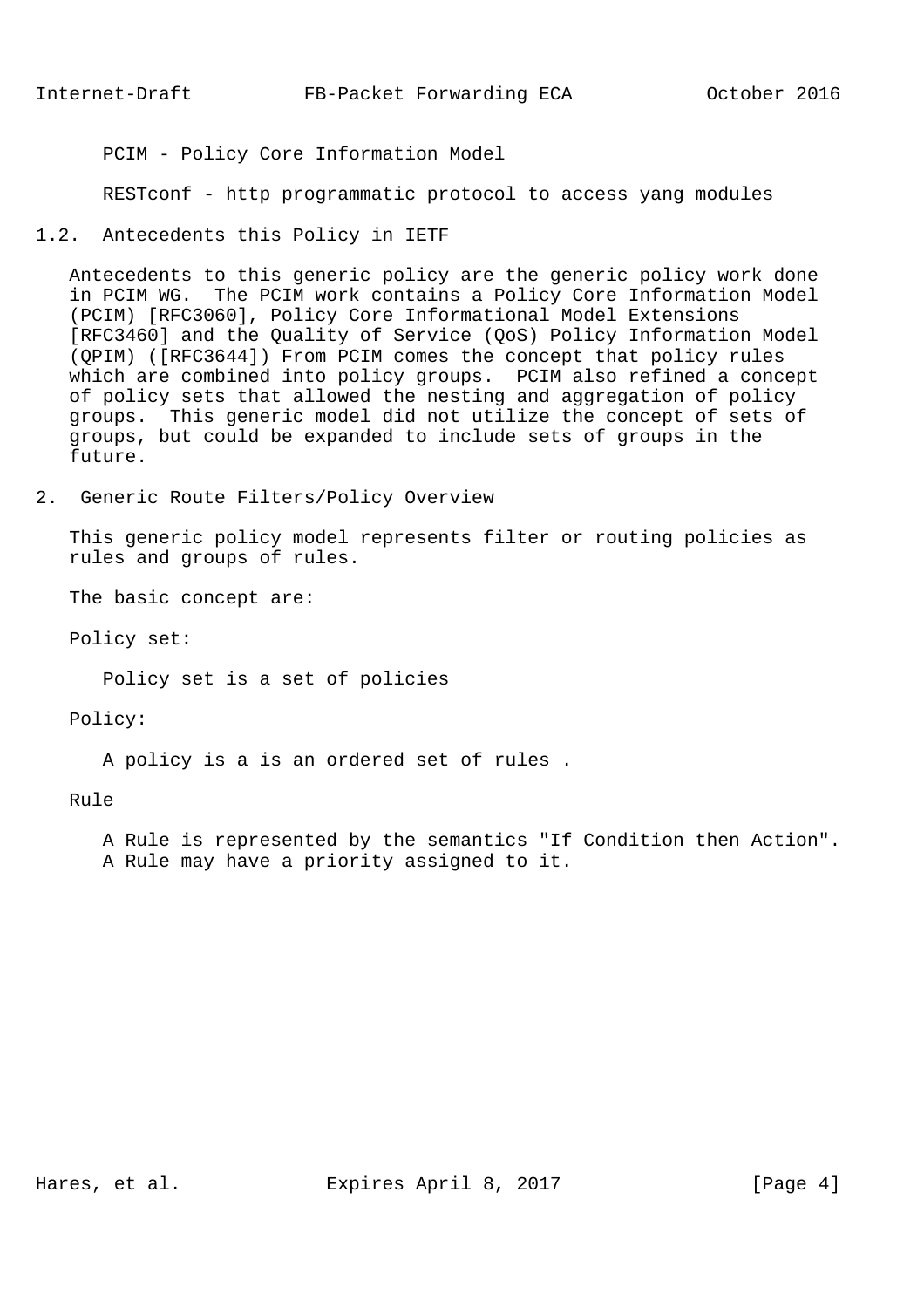PCIM - Policy Core Information Model

RESTconf - http programmatic protocol to access yang modules

### 1.2. Antecedents this Policy in IETF

Antecedents to this generic policy are the generic policy work done in PCIM WG. The PCIM work contains a Policy Core Information Model (PCIM) [RFC3060], Policy Core Informational Model Extensions [RFC3460] and the Quality of Service (QoS) Policy Information Model (QPIM) ([RFC3644]) From PCIM comes the concept that policy rules which are combined into policy groups. PCIM also refined a concept of policy sets that allowed the nesting and aggregation of policy groups. This generic model did not utilize the concept of sets of groups, but could be expanded to include sets of groups in the future.

## 2. Generic Route Filters/Policy Overview

This generic policy model represents filter or routing policies as rules and groups of rules.

The basic concept are:

Policy set:

Policy set is a set of policies

Policy:

A policy is a is an ordered set of rules .

Rule

A Rule is represented by the semantics "If Condition then Action". A Rule may have a priority assigned to it.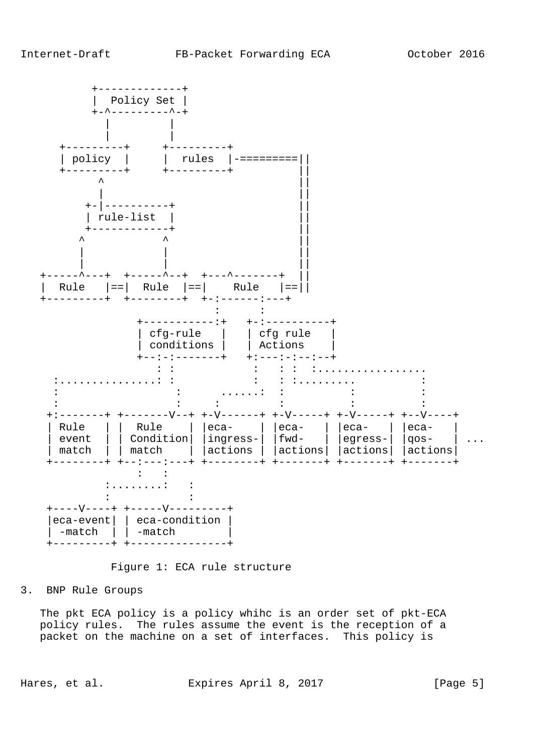```
         +-------------+
         |  Policy Set |
         +-^---------^-+
           |         |
           |         |
     +---------+     +---------+
     | policy  |     |  rules  |-=========||
     +---------+     +---------+          ||
          ^                               ||
          |                               ||
        +-|----------+                    ||
        | rule-list  |                    ||
        +------------+                    ||
      ^           ^                       ||
      |           |                       ||
      |           |                       ||
   +-----^---+  +-----^--+  +---^-------+  ||
   |  Rule   |==|  Rule  |==|    Rule   |==||
   +---------+  +--------+  +-:------:---+
                              :      :
              +-----------:+   +-:----------+
              | cfg-rule   |   | cfg rule   |
              | conditions |   | Actions    |
              +--:-:-------+   +:---:-:--:--+
                 : :            :   : :  :.................
    :...............: :            :   : :.........        :
    :                 :      ......:  :           :         :
    :                 :     :         :           :         :
   +:-------+ +-------V--+ +-V------+ +-V-----+ +-V-----+ +--V----+
   | Rule   | |  Rule    | |eca-    | |eca-   | |eca-   | |eca-   |
   | event  | | Condition| |ingress-| |fwd-   | |egress-| |qos-   | ...
   | match  | | match    | |actions | |actions| |actions| |actions|
   +--------+ +--:---:---+ +--------+ +-------+ +-------+ +-------+
                :   :
          :........:   :
          :            :
   +----V----+ +-----V---------+
   |eca-event| | eca-condition |
   | -match  | | -match        |
   +---------+ +---------------+
```

Figure 1: ECA rule structure

## 3. BNP Rule Groups

The pkt ECA policy is a policy whihc is an order set of pkt-ECA policy rules. The rules assume the event is the reception of a packet on the machine on a set of interfaces. This policy is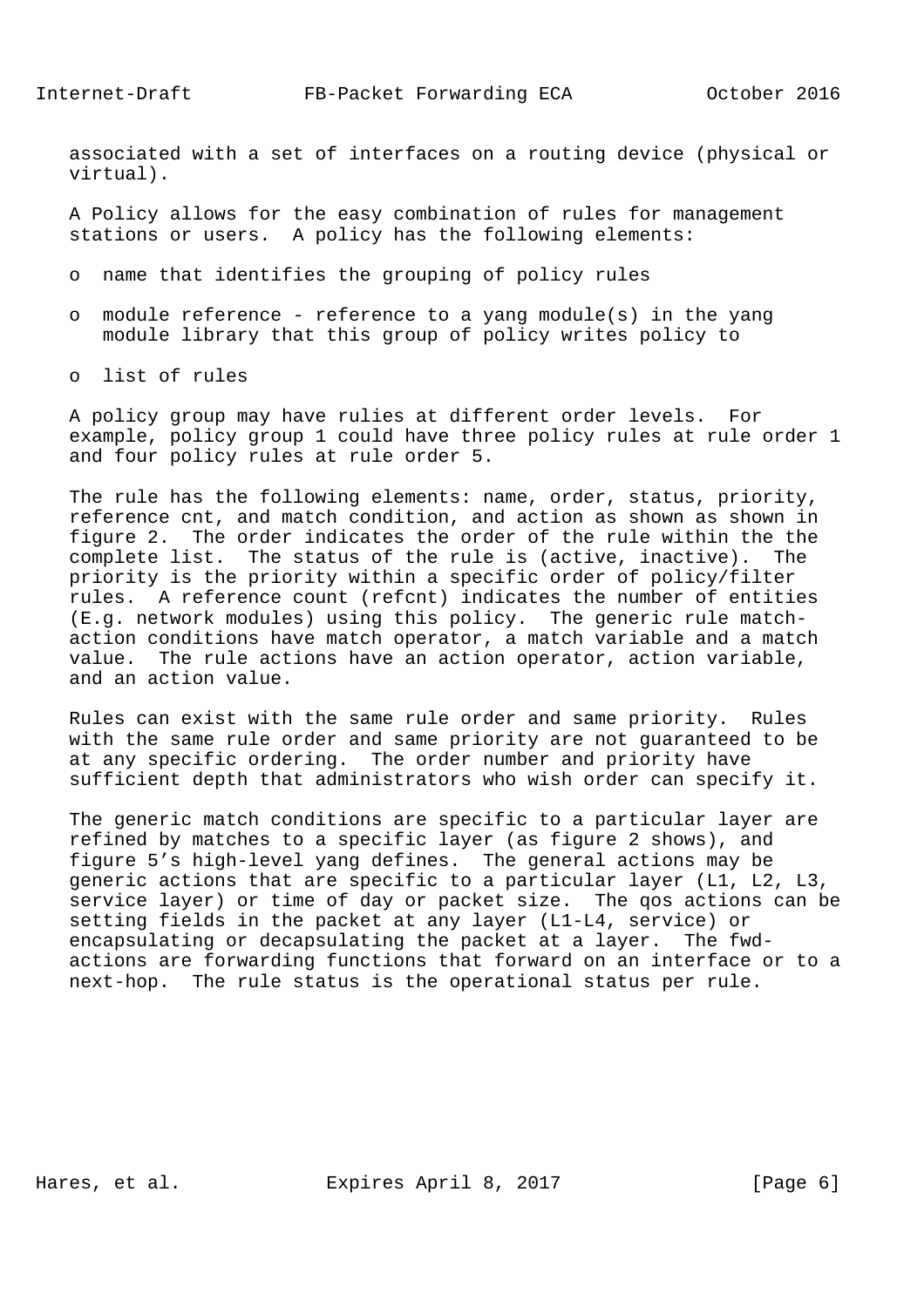associated with a set of interfaces on a routing device (physical or virtual).

A Policy allows for the easy combination of rules for management stations or users. A policy has the following elements:

- name that identifies the grouping of policy rules
- module reference - reference to a yang module(s) in the yang module library that this group of policy writes policy to
- list of rules

A policy group may have rulies at different order levels. For example, policy group 1 could have three policy rules at rule order 1 and four policy rules at rule order 5.

The rule has the following elements: name, order, status, priority, reference cnt, and match condition, and action as shown as shown in figure 2. The order indicates the order of the rule within the the complete list. The status of the rule is (active, inactive). The priority is the priority within a specific order of policy/filter rules. A reference count (refcnt) indicates the number of entities (E.g. network modules) using this policy. The generic rule match-action conditions have match operator, a match variable and a match value. The rule actions have an action operator, action variable, and an action value.

Rules can exist with the same rule order and same priority. Rules with the same rule order and same priority are not guaranteed to be at any specific ordering. The order number and priority have sufficient depth that administrators who wish order can specify it.

The generic match conditions are specific to a particular layer are refined by matches to a specific layer (as figure 2 shows), and figure 5's high-level yang defines. The general actions may be generic actions that are specific to a particular layer (L1, L2, L3, service layer) or time of day or packet size. The qos actions can be setting fields in the packet at any layer (L1-L4, service) or encapsulating or decapsulating the packet at a layer. The fwd-actions are forwarding functions that forward on an interface or to a next-hop. The rule status is the operational status per rule.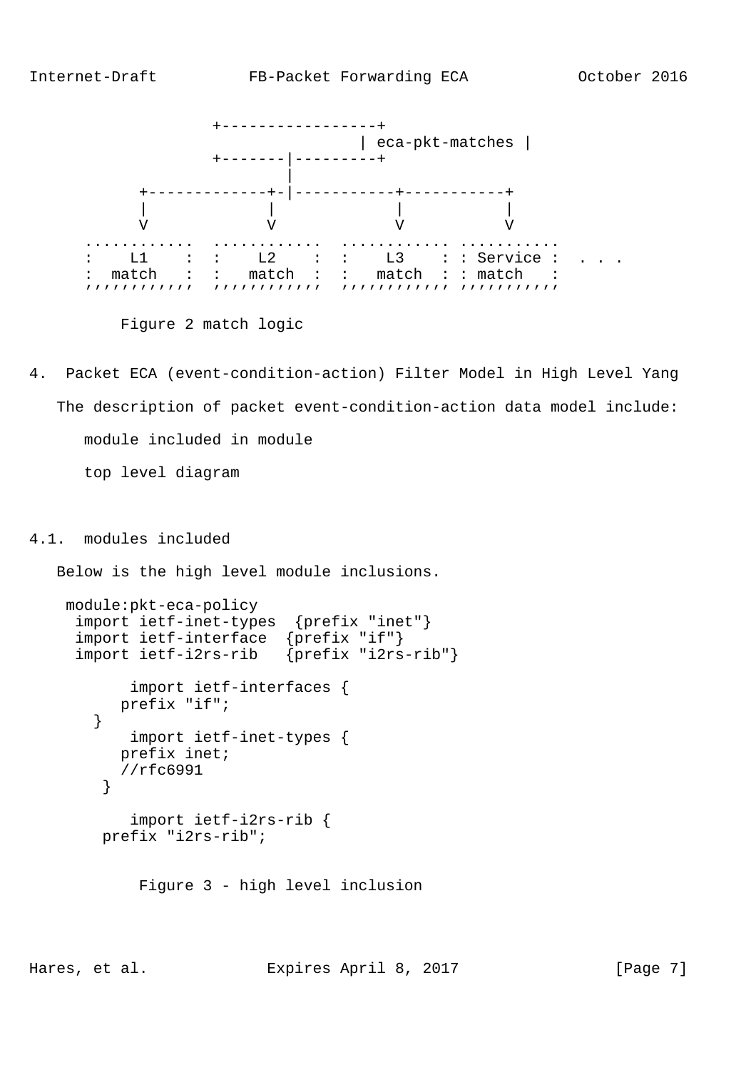```
              +-----------------+
                               | eca-pkt-matches |
              +-------|---------+
                      |
       +-------------+-|-----------+-----------+
       |             |             |           |
       V             V             V           V
  ...........   ...........   ........... ..........
  :    L1    :  :    L2    :  :    L3    : : Service :  . . .
  :  match   :  :   match  :  :   match  : : match   :
  ''''''''''''  ''''''''''''  '''''''''''' '''''''''''
```

Figure 2 match logic

## 4. Packet ECA (event-condition-action) Filter Model in High Level Yang

The description of packet event-condition-action data model include:

module included in module

top level diagram

### 4.1. modules included

Below is the high level module inclusions.

```
module:pkt-eca-policy
  import ietf-inet-types  {prefix "inet"}
  import ietf-interface  {prefix "if"}
  import ietf-i2rs-rib   {prefix "i2rs-rib"}

        import ietf-interfaces {
       prefix "if";
    }
        import ietf-inet-types {
       prefix inet;
       //rfc6991
     }

        import ietf-i2rs-rib {
     prefix "i2rs-rib";
```

Figure 3 - high level inclusion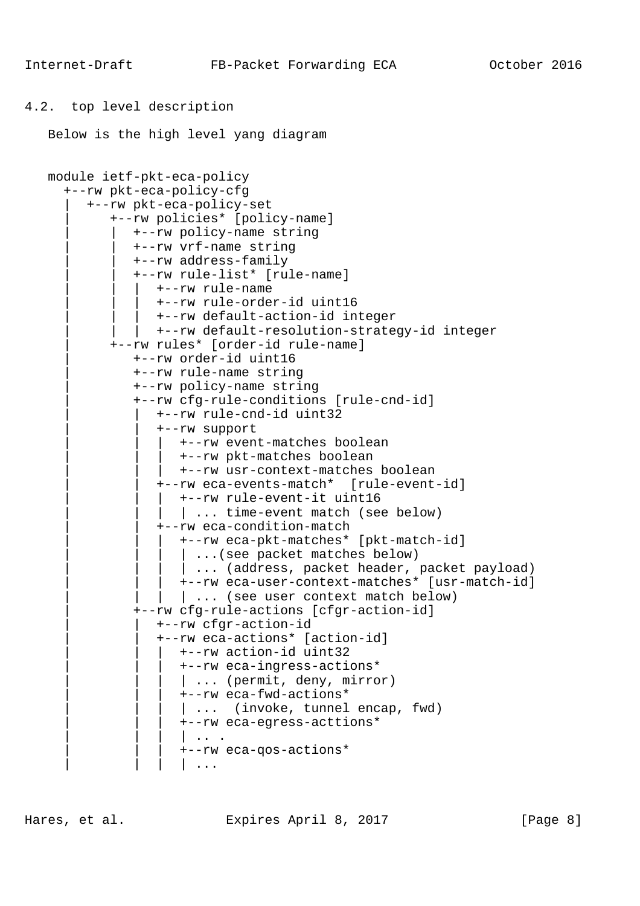## 4.2. top level description

Below is the high level yang diagram

```
module ietf-pkt-eca-policy
  +--rw pkt-eca-policy-cfg
  |  +--rw pkt-eca-policy-set
  |     +--rw policies* [policy-name]
  |     |  +--rw policy-name string
  |     |  +--rw vrf-name string
  |     |  +--rw address-family
  |     |  +--rw rule-list* [rule-name]
  |     |  |  +--rw rule-name
  |     |  |  +--rw rule-order-id uint16
  |     |  |  +--rw default-action-id integer
  |     |  |  +--rw default-resolution-strategy-id integer
  |     +--rw rules* [order-id rule-name]
  |        +--rw order-id uint16
  |        +--rw rule-name string
  |        +--rw policy-name string
  |        +--rw cfg-rule-conditions [rule-cnd-id]
  |        |  +--rw rule-cnd-id uint32
  |        |  +--rw support
  |        |  |  +--rw event-matches boolean
  |        |  |  +--rw pkt-matches boolean
  |        |  |  +--rw usr-context-matches boolean
  |        |  +--rw eca-events-match*  [rule-event-id]
  |        |  |  +--rw rule-event-it uint16
  |        |  |  | ... time-event match (see below)
  |        |  +--rw eca-condition-match
  |        |  |  +--rw eca-pkt-matches* [pkt-match-id]
  |        |  |  | ...(see packet matches below)
  |        |  |  | ... (address, packet header, packet payload)
  |        |  |  +--rw eca-user-context-matches* [usr-match-id]
  |        |  |  | ... (see user context match below)
  |        +--rw cfg-rule-actions [cfgr-action-id]
  |        |  +--rw cfgr-action-id
  |        |  +--rw eca-actions* [action-id]
  |        |  |  +--rw action-id uint32
  |        |  |  +--rw eca-ingress-actions*
  |        |  |  | ... (permit, deny, mirror)
  |        |  |  +--rw eca-fwd-actions*
  |        |  |  | ...  (invoke, tunnel encap, fwd)
  |        |  |  +--rw eca-egress-acttions*
  |        |  |  | .. .
  |        |  |  +--rw eca-qos-actions*
  |        |  |  | ...
```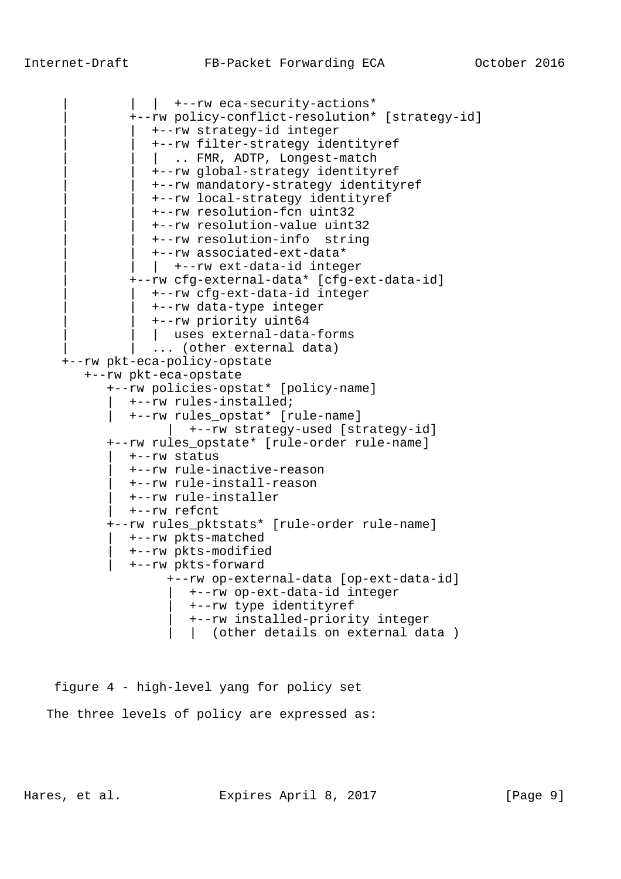```
     |         |  |  +--rw eca-security-actions*
     |         +--rw policy-conflict-resolution* [strategy-id]
     |         |  +--rw strategy-id integer
     |         |  +--rw filter-strategy identityref
     |         |  |  .. FMR, ADTP, Longest-match
     |         |  +--rw global-strategy identityref
     |         |  +--rw mandatory-strategy identityref
     |         |  +--rw local-strategy identityref
     |         |  +--rw resolution-fcn uint32
     |         |  +--rw resolution-value uint32
     |         |  +--rw resolution-info  string
     |         |  +--rw associated-ext-data*
     |         |  |  +--rw ext-data-id integer
     |         +--rw cfg-external-data* [cfg-ext-data-id]
     |         |  +--rw cfg-ext-data-id integer
     |         |  +--rw data-type integer
     |         |  +--rw priority uint64
     |         |  |  uses external-data-forms
     |         |  ... (other external data)
     +--rw pkt-eca-policy-opstate
        +--rw pkt-eca-opstate
           +--rw policies-opstat* [policy-name]
           |  +--rw rules-installed;
           |  +--rw rules_opstat* [rule-name]
                 |  +--rw strategy-used [strategy-id]
           +--rw rules_opstate* [rule-order rule-name]
           |  +--rw status
           |  +--rw rule-inactive-reason
           |  +--rw rule-install-reason
           |  +--rw rule-installer
           |  +--rw refcnt
           +--rw rules_pktstats* [rule-order rule-name]
           |  +--rw pkts-matched
           |  +--rw pkts-modified
           |  +--rw pkts-forward
                 +--rw op-external-data [op-ext-data-id]
                 |  +--rw op-ext-data-id integer
                 |  +--rw type identityref
                 |  +--rw installed-priority integer
                 |  |  (other details on external data )
```

figure 4 - high-level yang for policy set

The three levels of policy are expressed as: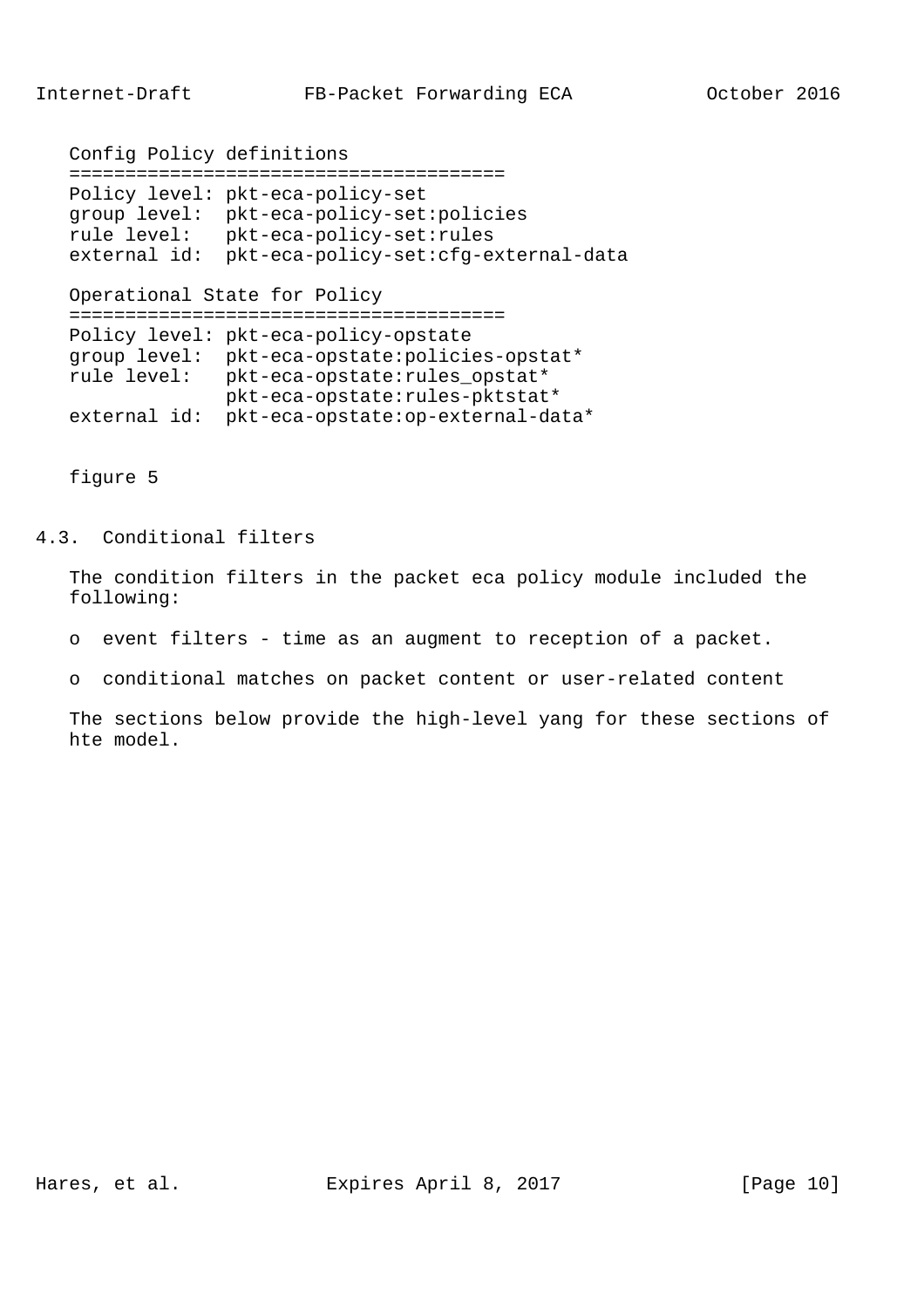```
Config Policy definitions
=======================================
Policy level: pkt-eca-policy-set
group level:  pkt-eca-policy-set:policies
rule level:   pkt-eca-policy-set:rules
external id:  pkt-eca-policy-set:cfg-external-data

Operational State for Policy
=======================================
Policy level: pkt-eca-policy-opstate
group level:  pkt-eca-opstate:policies-opstat*
rule level:   pkt-eca-opstate:rules_opstat*
              pkt-eca-opstate:rules-pktstat*
external id:  pkt-eca-opstate:op-external-data*
```

figure 5

## 4.3. Conditional filters

The condition filters in the packet eca policy module included the following:

- event filters - time as an augment to reception of a packet.
- conditional matches on packet content or user-related content

The sections below provide the high-level yang for these sections of hte model.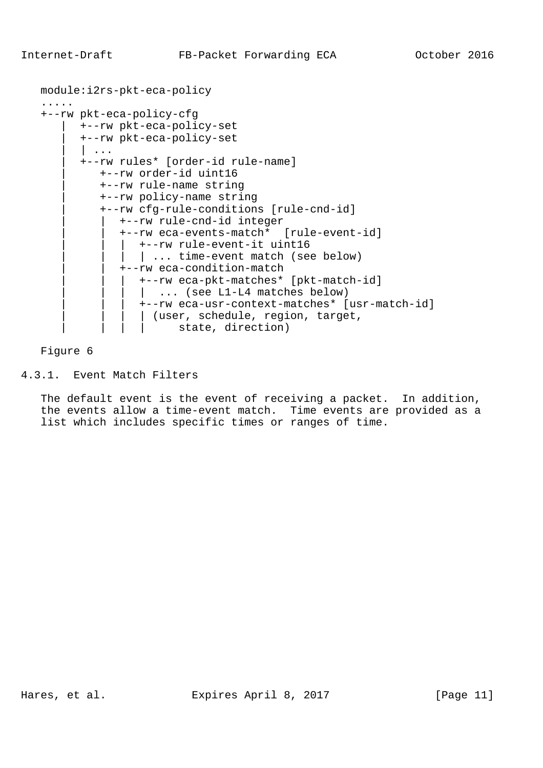```
module:i2rs-pkt-eca-policy
.....
+--rw pkt-eca-policy-cfg
   |  +--rw pkt-eca-policy-set
   |  +--rw pkt-eca-policy-set
   |  | ...
   |  +--rw rules* [order-id rule-name]
   |     +--rw order-id uint16
   |     +--rw rule-name string
   |     +--rw policy-name string
   |     +--rw cfg-rule-conditions [rule-cnd-id]
   |     |  +--rw rule-cnd-id integer
   |     |  +--rw eca-events-match*  [rule-event-id]
   |     |  |  +--rw rule-event-it uint16
   |     |  |  | ... time-event match (see below)
   |     |  +--rw eca-condition-match
   |     |  |  +--rw eca-pkt-matches* [pkt-match-id]
   |     |  |  |  ... (see L1-L4 matches below)
   |     |  |  +--rw eca-usr-context-matches* [usr-match-id]
   |     |  |  | (user, schedule, region, target,
   |     |  |  |     state, direction)
```

Figure 6

#### 4.3.1. Event Match Filters

The default event is the event of receiving a packet. In addition, the events allow a time-event match. Time events are provided as a list which includes specific times or ranges of time.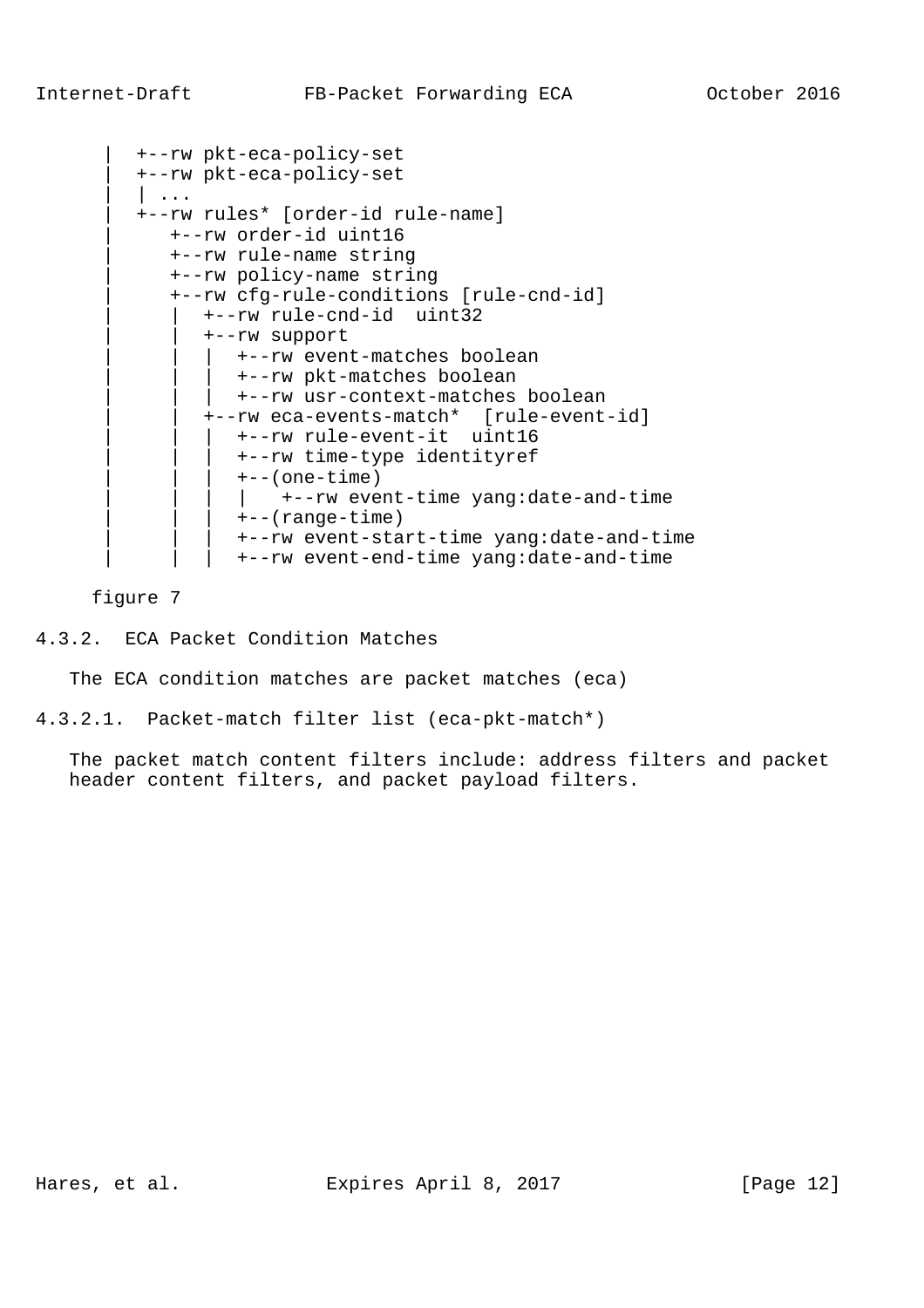```
   |  +--rw pkt-eca-policy-set
   |  +--rw pkt-eca-policy-set
   |  | ...
   |  +--rw rules* [order-id rule-name]
   |     +--rw order-id uint16
   |     +--rw rule-name string
   |     +--rw policy-name string
   |     +--rw cfg-rule-conditions [rule-cnd-id]
   |     |  +--rw rule-cnd-id  uint32
   |     |  +--rw support
   |     |  |  +--rw event-matches boolean
   |     |  |  +--rw pkt-matches boolean
   |     |  |  +--rw usr-context-matches boolean
   |     |  +--rw eca-events-match*  [rule-event-id]
   |     |  |  +--rw rule-event-it  uint16
   |     |  |  +--rw time-type identityref
   |     |  |  +--(one-time)
   |     |  |  |   +--rw event-time yang:date-and-time
   |     |  |  +--(range-time)
   |     |  |  +--rw event-start-time yang:date-and-time
   |     |  |  +--rw event-end-time yang:date-and-time
```

figure 7

#### 4.3.2. ECA Packet Condition Matches

The ECA condition matches are packet matches (eca)

##### 4.3.2.1. Packet-match filter list (eca-pkt-match*)

The packet match content filters include: address filters and packet header content filters, and packet payload filters.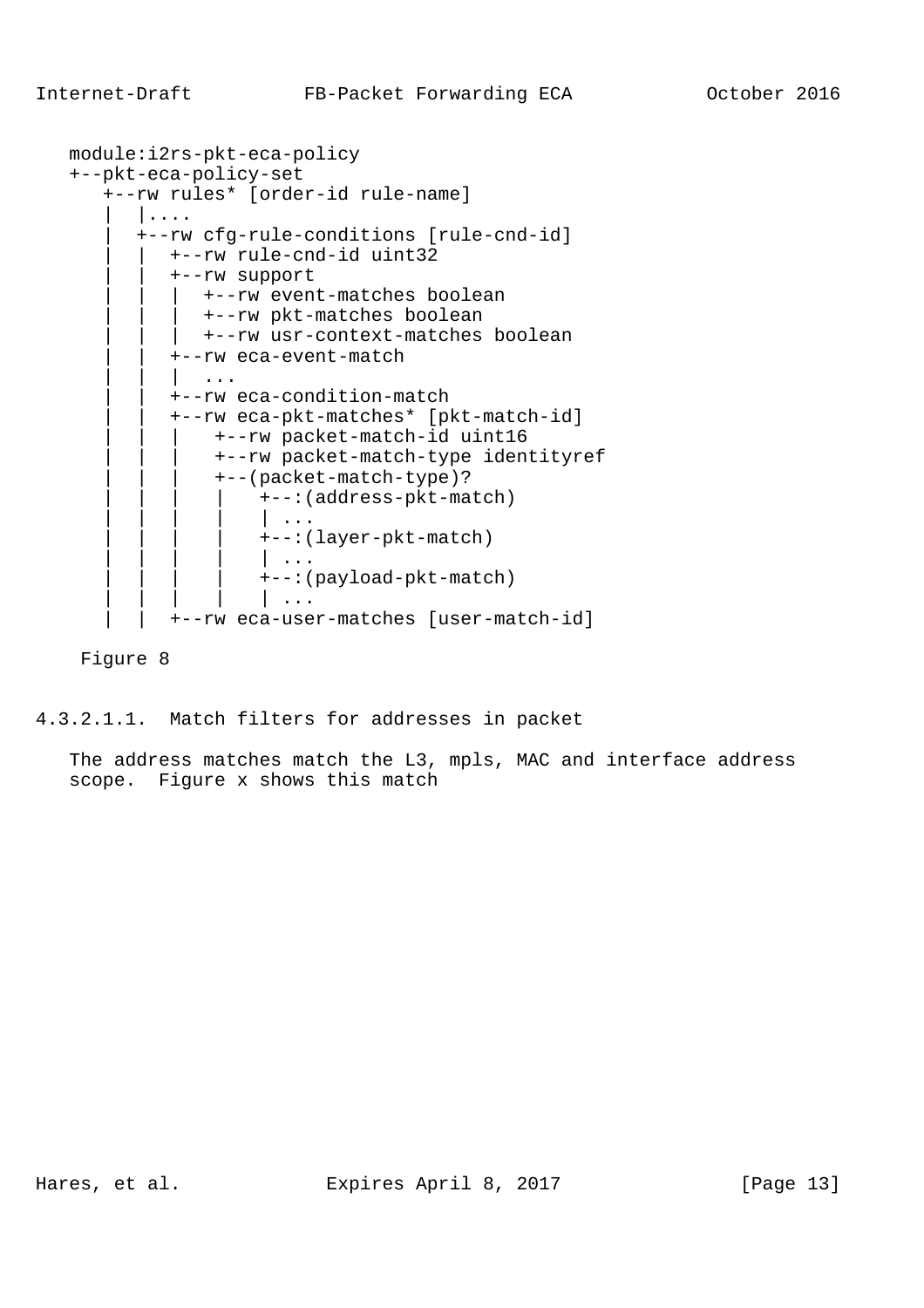```
   module:i2rs-pkt-eca-policy
   +--pkt-eca-policy-set
      +--rw rules* [order-id rule-name]
      |  |....
      |  +--rw cfg-rule-conditions [rule-cnd-id]
      |  |  +--rw rule-cnd-id uint32
      |  |  +--rw support
      |  |  |  +--rw event-matches boolean
      |  |  |  +--rw pkt-matches boolean
      |  |  |  +--rw usr-context-matches boolean
      |  |  +--rw eca-event-match
      |  |  |  ...
      |  |  +--rw eca-condition-match
      |  |  +--rw eca-pkt-matches* [pkt-match-id]
      |  |  |    +--rw packet-match-id uint16
      |  |  |    +--rw packet-match-type identityref
      |  |  |    +--(packet-match-type)?
      |  |  |    |   +--:(address-pkt-match)
      |  |  |    |   | ...
      |  |  |    |   +--:(layer-pkt-match)
      |  |  |    |   | ...
      |  |  |    |   +--:(payload-pkt-match)
      |  |  |    |   | ...
      |  |  +--rw eca-user-matches [user-match-id]
```

Figure 8

#### 4.3.2.1.1. Match filters for addresses in packet

The address matches match the L3, mpls, MAC and interface address scope. Figure x shows this match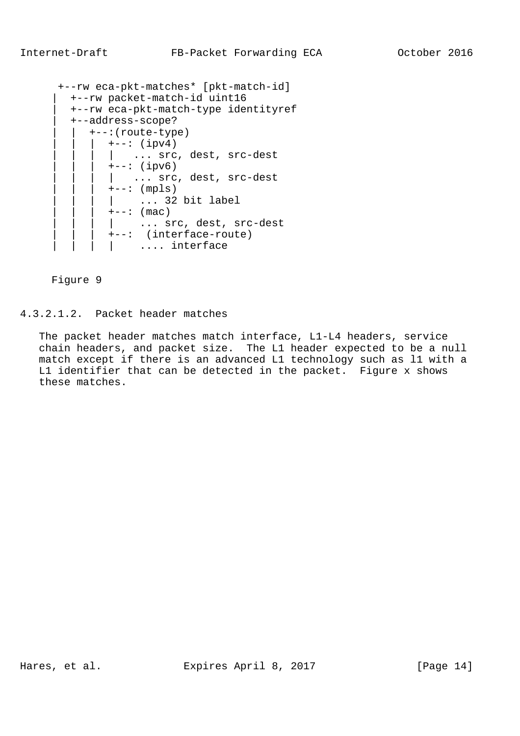```
 +--rw eca-pkt-matches* [pkt-match-id]
|  +--rw packet-match-id uint16
|  +--rw eca-pkt-match-type identityref
|  +--address-scope?
|  |  +--:(route-type)
|  |  |  +--: (ipv4)
|  |  |  |   ... src, dest, src-dest
|  |  |  +--: (ipv6)
|  |  |  |   ... src, dest, src-dest
|  |  |  +--: (mpls)
|  |  |  |    ... 32 bit label
|  |  |  +--: (mac)
|  |  |  |    ... src, dest, src-dest
|  |  |  +--:  (interface-route)
|  |  |  |    .... interface
```

Figure 9

#### 4.3.2.1.2. Packet header matches

The packet header matches match interface, L1-L4 headers, service chain headers, and packet size. The L1 header expected to be a null match except if there is an advanced L1 technology such as l1 with a L1 identifier that can be detected in the packet. Figure x shows these matches.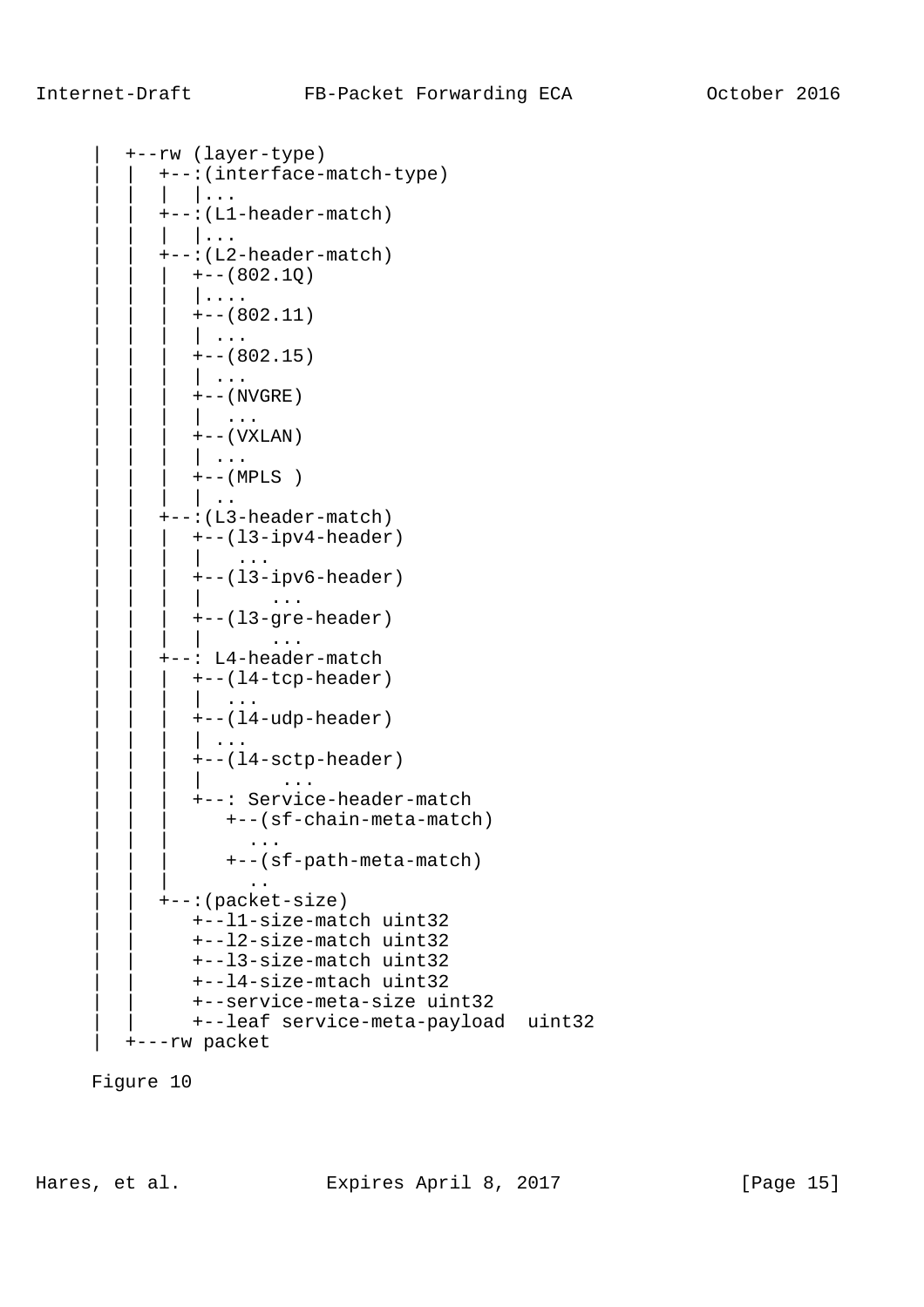```
   |  +--rw (layer-type)
   |  |  +--:(interface-match-type)
   |  |  |  |...
   |  |  +--:(L1-header-match)
   |  |  |  |...
   |  |  +--:(L2-header-match)
   |  |  |  +--(802.1Q)
   |  |  |  |....
   |  |  |  +--(802.11)
   |  |  |  | ...
   |  |  |  +--(802.15)
   |  |  |  | ...
   |  |  |  +--(NVGRE)
   |  |  |  |  ...
   |  |  |  +--(VXLAN)
   |  |  |  | ...
   |  |  |  +--(MPLS )
   |  |  |  | ..
   |  |  +--:(L3-header-match)
   |  |  |  +--(l3-ipv4-header)
   |  |  |  |    ...
   |  |  |  +--(l3-ipv6-header)
   |  |  |  |      ...
   |  |  |  +--(l3-gre-header)
   |  |  |  |      ...
   |  |  +--: L4-header-match
   |  |  |  +--(l4-tcp-header)
   |  |  |  |  ...
   |  |  |  +--(l4-udp-header)
   |  |  |  | ...
   |  |  |  +--(l4-sctp-header)
   |  |  |  |      ...
   |  |  |  +--: Service-header-match
   |  |  |     +--(sf-chain-meta-match)
   |  |  |       ...
   |  |  |     +--(sf-path-meta-match)
   |  |  |       ..
   |  |  +--:(packet-size)
   |  |     +--l1-size-match uint32
   |  |     +--l2-size-match uint32
   |  |     +--l3-size-match uint32
   |  |     +--l4-size-mtach uint32
   |  |     +--service-meta-size uint32
   |  |     +--leaf service-meta-payload  uint32
   |  +---rw packet
```

Figure 10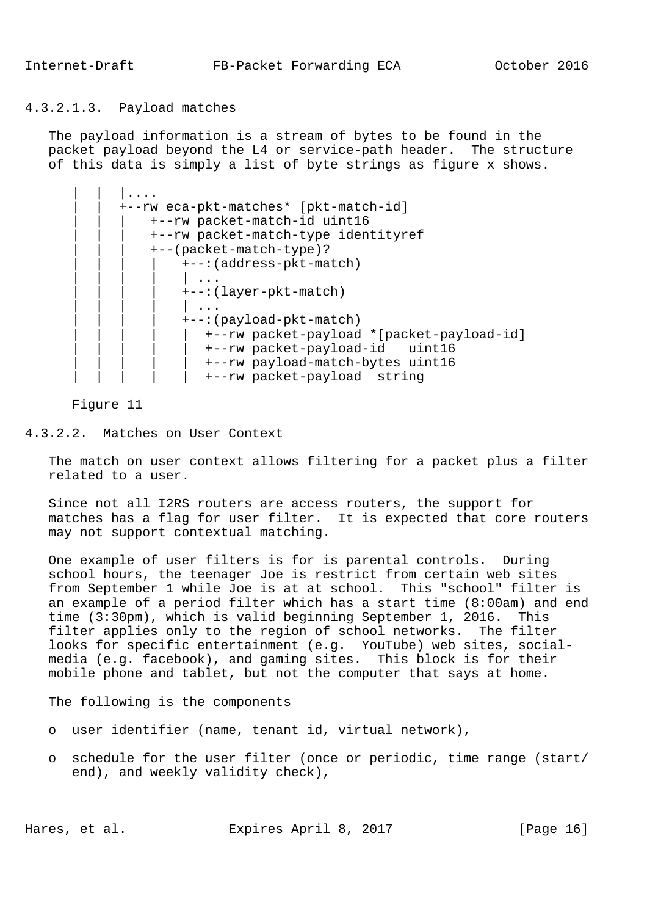#### 4.3.2.1.3. Payload matches

The payload information is a stream of bytes to be found in the packet payload beyond the L4 or service-path header. The structure of this data is simply a list of byte strings as figure x shows.

```
   |  |  |....
   |  |  +--rw eca-pkt-matches* [pkt-match-id]
   |  |  |   +--rw packet-match-id uint16
   |  |  |   +--rw packet-match-type identityref
   |  |  |   +--(packet-match-type)?
   |  |  |   |   +--:(address-pkt-match)
   |  |  |   |   | ...
   |  |  |   |   +--:(layer-pkt-match)
   |  |  |   |   | ...
   |  |  |   |   +--:(payload-pkt-match)
   |  |  |   |   |  +--rw packet-payload *[packet-payload-id]
   |  |  |   |   |  +--rw packet-payload-id   uint16
   |  |  |   |   |  +--rw payload-match-bytes uint16
   |  |  |   |   |  +--rw packet-payload  string
```

Figure 11

### 4.3.2.2. Matches on User Context

The match on user context allows filtering for a packet plus a filter related to a user.

Since not all I2RS routers are access routers, the support for matches has a flag for user filter. It is expected that core routers may not support contextual matching.

One example of user filters is for is parental controls. During school hours, the teenager Joe is restrict from certain web sites from September 1 while Joe is at at school. This "school" filter is an example of a period filter which has a start time (8:00am) and end time (3:30pm), which is valid beginning September 1, 2016. This filter applies only to the region of school networks. The filter looks for specific entertainment (e.g. YouTube) web sites, social-media (e.g. facebook), and gaming sites. This block is for their mobile phone and tablet, but not the computer that says at home.

The following is the components

- o user identifier (name, tenant id, virtual network),
- o schedule for the user filter (once or periodic, time range (start/ end), and weekly validity check),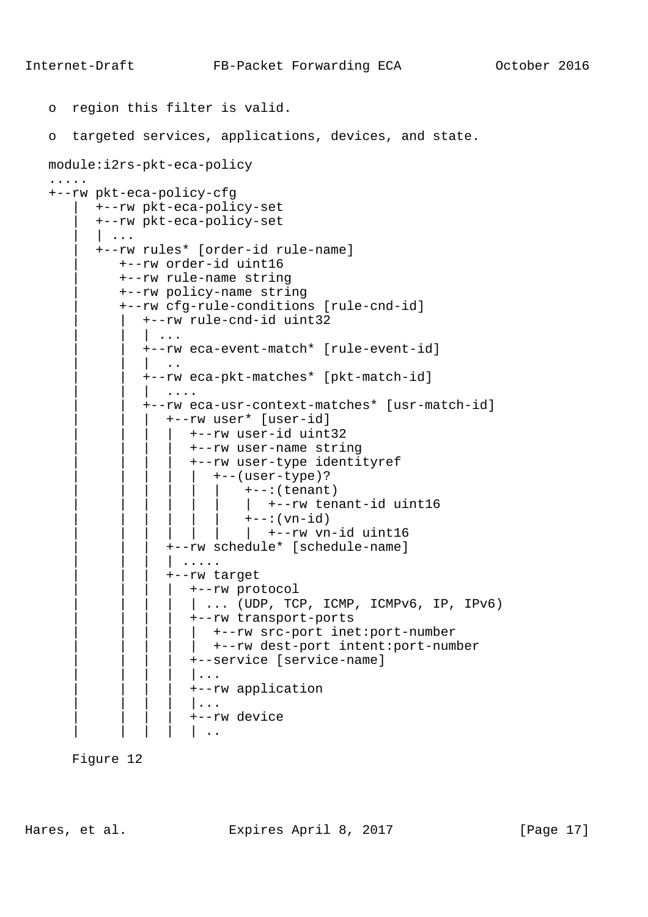o  region this filter is valid.

o  targeted services, applications, devices, and state.

```
module:i2rs-pkt-eca-policy
.....
+--rw pkt-eca-policy-cfg
    |  +--rw pkt-eca-policy-set
    |  +--rw pkt-eca-policy-set
    |  | ...
    |  +--rw rules* [order-id rule-name]
    |     +--rw order-id uint16
    |     +--rw rule-name string
    |     +--rw policy-name string
    |     +--rw cfg-rule-conditions [rule-cnd-id]
    |     |  +--rw rule-cnd-id uint32
    |     |  | ...
    |     |  +--rw eca-event-match* [rule-event-id]
    |     |  |  ..
    |     |  +--rw eca-pkt-matches* [pkt-match-id]
    |     |  |  ....
    |     |  +--rw eca-usr-context-matches* [usr-match-id]
    |     |  |  +--rw user* [user-id]
    |     |  |  |  +--rw user-id uint32
    |     |  |  |  +--rw user-name string
    |     |  |  |  +--rw user-type identityref
    |     |  |  |  |  +--(user-type)?
    |     |  |  |  |  |   +--:(tenant)
    |     |  |  |  |  |   |  +--rw tenant-id uint16
    |     |  |  |  |  |   +--:(vn-id)
    |     |  |  |  |  |   |  +--rw vn-id uint16
    |     |  |  +--rw schedule* [schedule-name]
    |     |  |  | .....
    |     |  |  +--rw target
    |     |  |  |  +--rw protocol
    |     |  |  |  | ... (UDP, TCP, ICMP, ICMPv6, IP, IPv6)
    |     |  |  |  +--rw transport-ports
    |     |  |  |  |  +--rw src-port inet:port-number
    |     |  |  |  |  +--rw dest-port intent:port-number
    |     |  |  |  +--service [service-name]
    |     |  |  |  |...
    |     |  |  |  +--rw application
    |     |  |  |  |...
    |     |  |  |  +--rw device
    |     |  |  |  | ..
```

Figure 12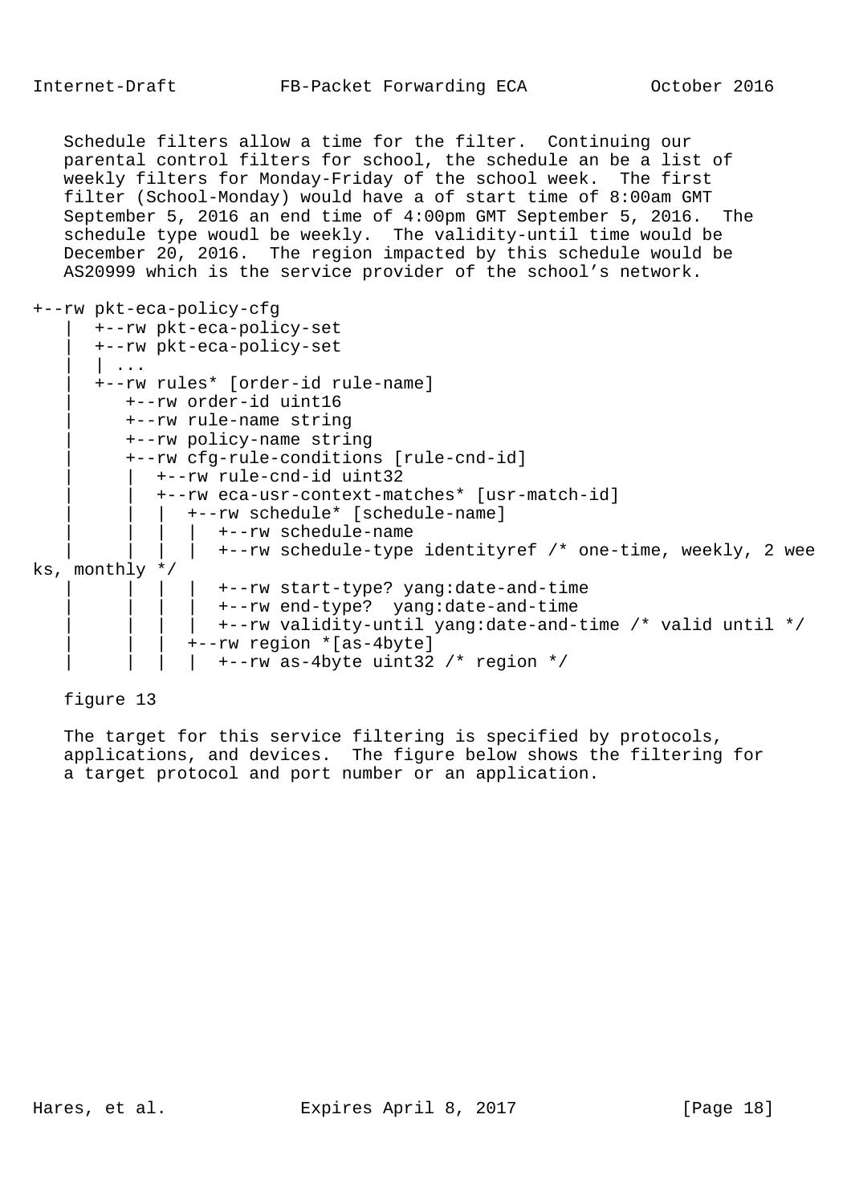Schedule filters allow a time for the filter. Continuing our parental control filters for school, the schedule an be a list of weekly filters for Monday-Friday of the school week. The first filter (School-Monday) would have a of start time of 8:00am GMT September 5, 2016 an end time of 4:00pm GMT September 5, 2016. The schedule type woudl be weekly. The validity-until time would be December 20, 2016. The region impacted by this schedule would be AS20999 which is the service provider of the school's network.

```
+--rw pkt-eca-policy-cfg
   |  +--rw pkt-eca-policy-set
   |  +--rw pkt-eca-policy-set
   |  | ...
   |  +--rw rules* [order-id rule-name]
   |     +--rw order-id uint16
   |     +--rw rule-name string
   |     +--rw policy-name string
   |     +--rw cfg-rule-conditions [rule-cnd-id]
   |     |  +--rw rule-cnd-id uint32
   |     |  +--rw eca-usr-context-matches* [usr-match-id]
   |     |  |  +--rw schedule* [schedule-name]
   |     |  |  |  +--rw schedule-name
   |     |  |  |  +--rw schedule-type identityref /* one-time, weekly, 2 wee
ks, monthly */
   |     |  |  |  +--rw start-type? yang:date-and-time
   |     |  |  |  +--rw end-type?  yang:date-and-time
   |     |  |  |  +--rw validity-until yang:date-and-time /* valid until */
   |     |  |  +--rw region *[as-4byte]
   |     |  |  |  +--rw as-4byte uint32 /* region */
```

figure 13

The target for this service filtering is specified by protocols, applications, and devices. The figure below shows the filtering for a target protocol and port number or an application.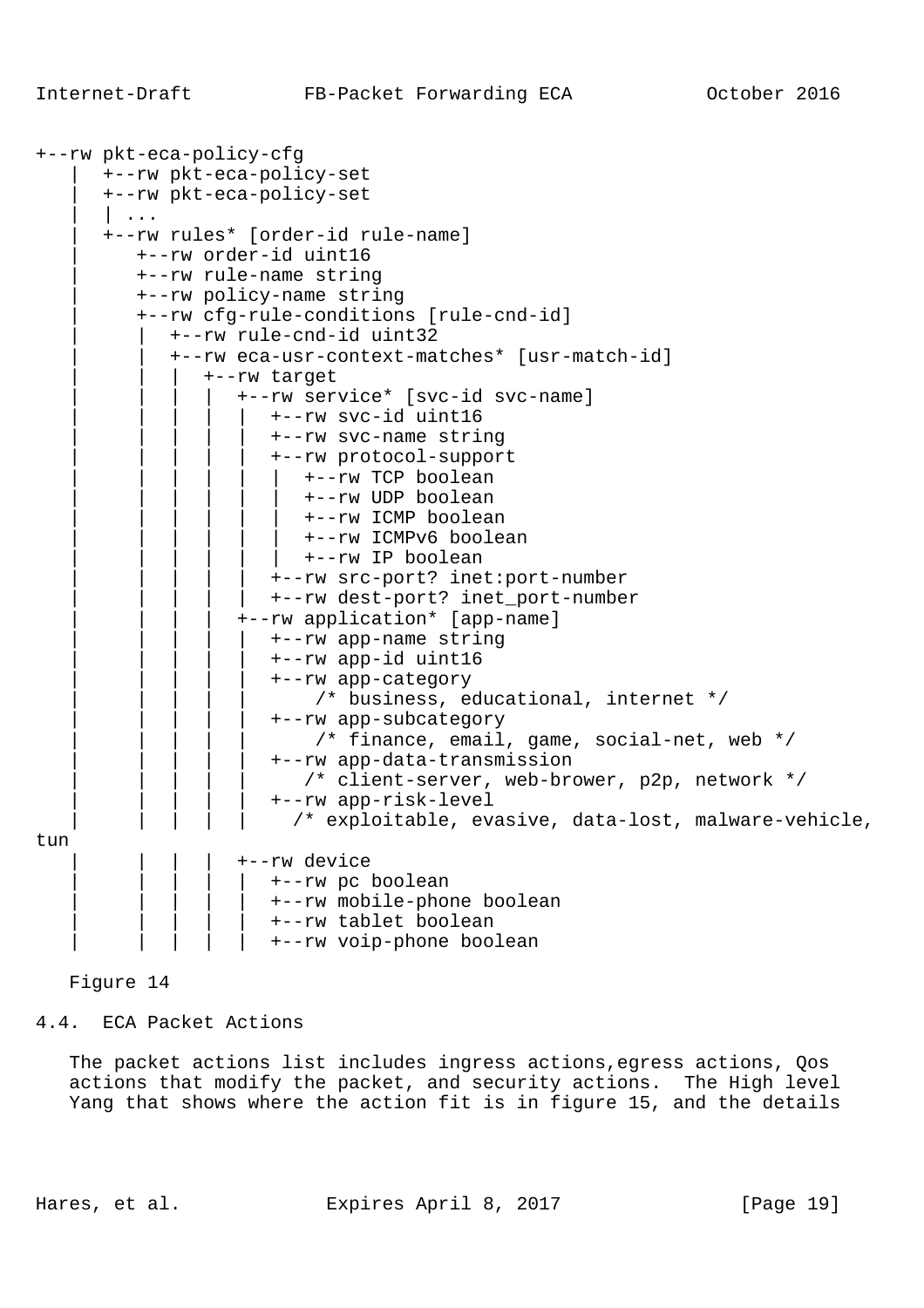```
+--rw pkt-eca-policy-cfg
   |  +--rw pkt-eca-policy-set
   |  +--rw pkt-eca-policy-set
   |  | ...
   |  +--rw rules* [order-id rule-name]
   |     +--rw order-id uint16
   |     +--rw rule-name string
   |     +--rw policy-name string
   |     +--rw cfg-rule-conditions [rule-cnd-id]
   |     |  +--rw rule-cnd-id uint32
   |     |  +--rw eca-usr-context-matches* [usr-match-id]
   |     |  |  +--rw target
   |     |  |  |  +--rw service* [svc-id svc-name]
   |     |  |  |  |  +--rw svc-id uint16
   |     |  |  |  |  +--rw svc-name string
   |     |  |  |  |  +--rw protocol-support
   |     |  |  |  |  |  +--rw TCP boolean
   |     |  |  |  |  |  +--rw UDP boolean
   |     |  |  |  |  |  +--rw ICMP boolean
   |     |  |  |  |  |  +--rw ICMPv6 boolean
   |     |  |  |  |  |  +--rw IP boolean
   |     |  |  |  |  +--rw src-port? inet:port-number
   |     |  |  |  |  +--rw dest-port? inet_port-number
   |     |  |  |  +--rw application* [app-name]
   |     |  |  |  |  +--rw app-name string
   |     |  |  |  |  +--rw app-id uint16
   |     |  |  |  |  +--rw app-category
   |     |  |  |  |      /* business, educational, internet */
   |     |  |  |  |  +--rw app-subcategory
   |     |  |  |  |      /* finance, email, game, social-net, web */
   |     |  |  |  |  +--rw app-data-transmission
   |     |  |  |  |     /* client-server, web-brower, p2p, network */
   |     |  |  |  |  +--rw app-risk-level
   |     |  |  |  |    /* exploitable, evasive, data-lost, malware-vehicle,
tun
   |     |  |  |  +--rw device
   |     |  |  |  |  +--rw pc boolean
   |     |  |  |  |  +--rw mobile-phone boolean
   |     |  |  |  |  +--rw tablet boolean
   |     |  |  |  |  +--rw voip-phone boolean
```

Figure 14

### 4.4. ECA Packet Actions

The packet actions list includes ingress actions,egress actions, Qos actions that modify the packet, and security actions. The High level Yang that shows where the action fit is in figure 15, and the details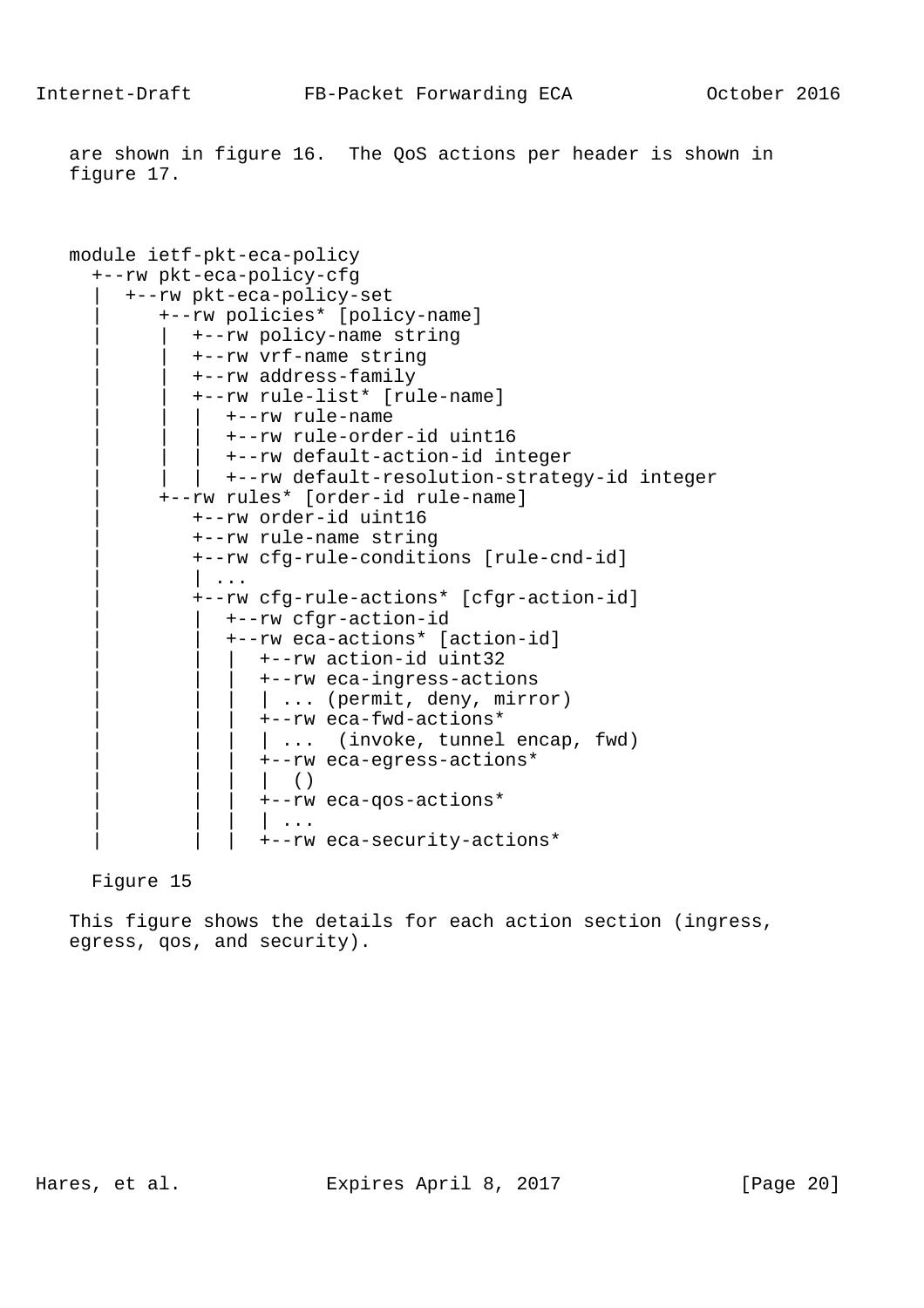are shown in figure 16. The QoS actions per header is shown in figure 17.

```
module ietf-pkt-eca-policy
  +--rw pkt-eca-policy-cfg
  |  +--rw pkt-eca-policy-set
  |     +--rw policies* [policy-name]
  |     |  +--rw policy-name string
  |     |  +--rw vrf-name string
  |     |  +--rw address-family
  |     |  +--rw rule-list* [rule-name]
  |     |  |  +--rw rule-name
  |     |  |  +--rw rule-order-id uint16
  |     |  |  +--rw default-action-id integer
  |     |  |  +--rw default-resolution-strategy-id integer
  |     +--rw rules* [order-id rule-name]
  |        +--rw order-id uint16
  |        +--rw rule-name string
  |        +--rw cfg-rule-conditions [rule-cnd-id]
  |        | ...
  |        +--rw cfg-rule-actions* [cfgr-action-id]
  |        |  +--rw cfgr-action-id
  |        |  +--rw eca-actions* [action-id]
  |        |  |  +--rw action-id uint32
  |        |  |  +--rw eca-ingress-actions
  |        |  |  | ... (permit, deny, mirror)
  |        |  |  +--rw eca-fwd-actions*
  |        |  |  | ...  (invoke, tunnel encap, fwd)
  |        |  |  +--rw eca-egress-actions*
  |        |  |  |  ()
  |        |  |  +--rw eca-qos-actions*
  |        |  |  | ...
  |        |  |  +--rw eca-security-actions*
```

Figure 15

This figure shows the details for each action section (ingress, egress, qos, and security).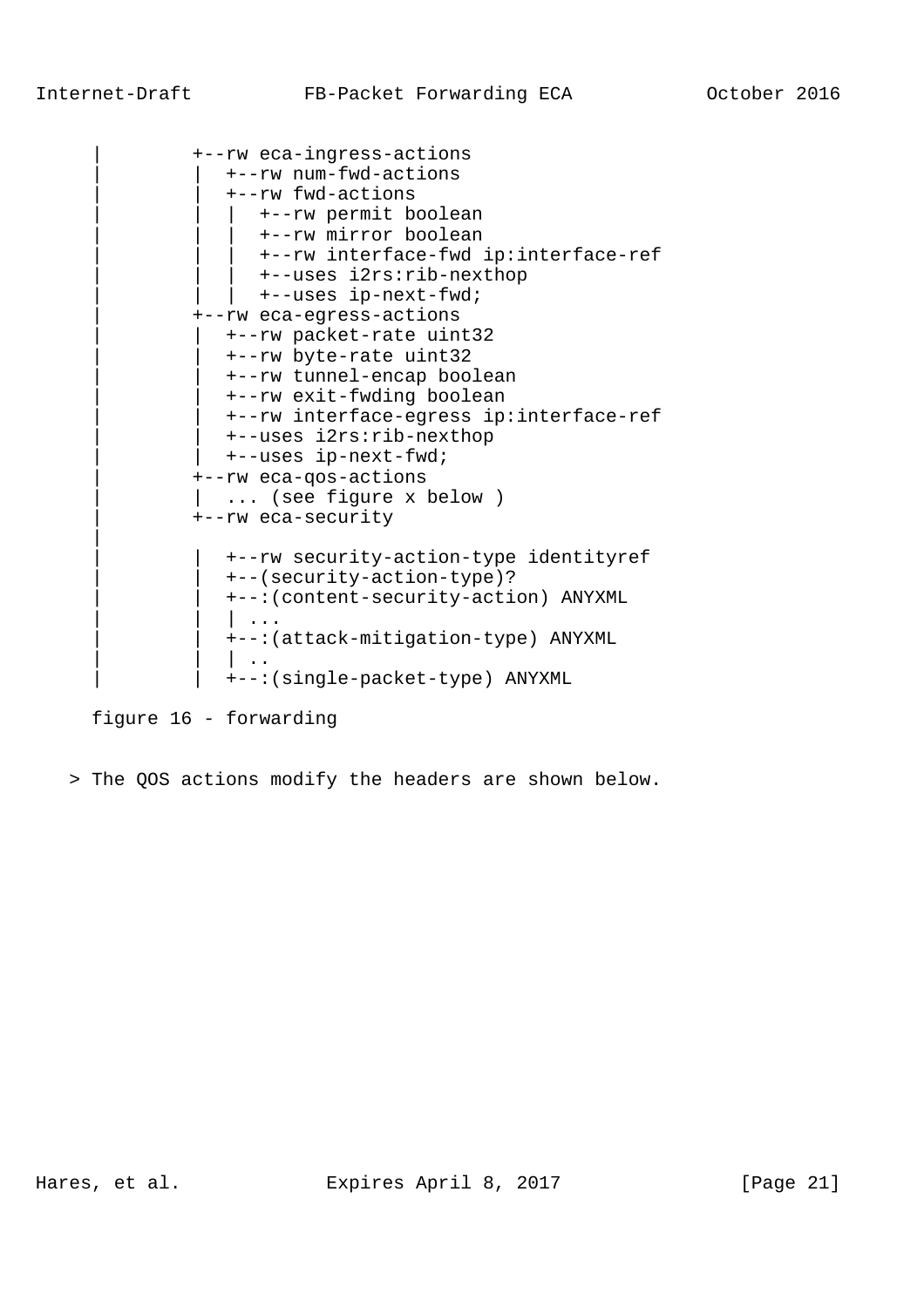```
     |         +--rw eca-ingress-actions
     |         |  +--rw num-fwd-actions
     |         |  +--rw fwd-actions
     |         |  |  +--rw permit boolean
     |         |  |  +--rw mirror boolean
     |         |  |  +--rw interface-fwd ip:interface-ref
     |         |  |  +--uses i2rs:rib-nexthop
     |         |  |  +--uses ip-next-fwd;
     |         +--rw eca-egress-actions
     |         |  +--rw packet-rate uint32
     |         |  +--rw byte-rate uint32
     |         |  +--rw tunnel-encap boolean
     |         |  +--rw exit-fwding boolean
     |         |  +--rw interface-egress ip:interface-ref
     |         |  +--uses i2rs:rib-nexthop
     |         |  +--uses ip-next-fwd;
     |         +--rw eca-qos-actions
     |         |  ... (see figure x below )
     |         +--rw eca-security
     |
     |         |  +--rw security-action-type identityref
     |         |  +--(security-action-type)?
     |         |  +--:(content-security-action) ANYXML
     |         |  | ...
     |         |  +--:(attack-mitigation-type) ANYXML
     |         |  | ..
     |         |  +--:(single-packet-type) ANYXML
```

figure 16 - forwarding

> The QOS actions modify the headers are shown below.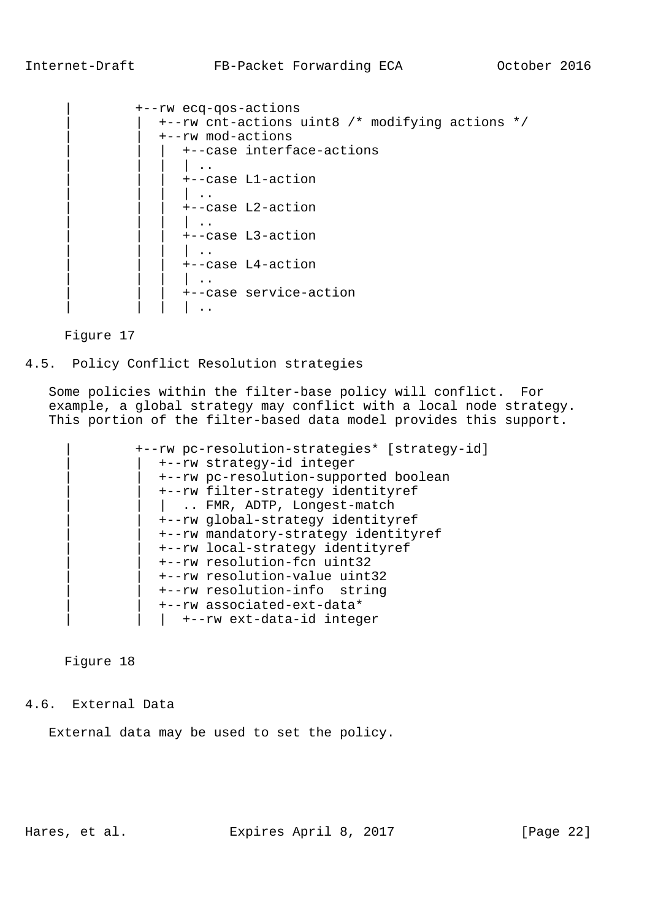```
      |         +--rw ecq-qos-actions
      |         |  +--rw cnt-actions uint8 /* modifying actions */
      |         |  +--rw mod-actions
      |         |  |  +--case interface-actions
      |         |  |  | ..
      |         |  |  +--case L1-action
      |         |  |  | ..
      |         |  |  +--case L2-action
      |         |  |  | ..
      |         |  |  +--case L3-action
      |         |  |  | ..
      |         |  |  +--case L4-action
      |         |  |  | ..
      |         |  |  +--case service-action
      |         |  |  | ..
```

Figure 17

## 4.5. Policy Conflict Resolution strategies

Some policies within the filter-base policy will conflict. For example, a global strategy may conflict with a local node strategy. This portion of the filter-based data model provides this support.

```
      |         +--rw pc-resolution-strategies* [strategy-id]
      |         |  +--rw strategy-id integer
      |         |  +--rw pc-resolution-supported boolean
      |         |  +--rw filter-strategy identityref
      |         |  |  .. FMR, ADTP, Longest-match
      |         |  +--rw global-strategy identityref
      |         |  +--rw mandatory-strategy identityref
      |         |  +--rw local-strategy identityref
      |         |  +--rw resolution-fcn uint32
      |         |  +--rw resolution-value uint32
      |         |  +--rw resolution-info  string
      |         |  +--rw associated-ext-data*
      |         |  |  +--rw ext-data-id integer
```

Figure 18

## 4.6. External Data

External data may be used to set the policy.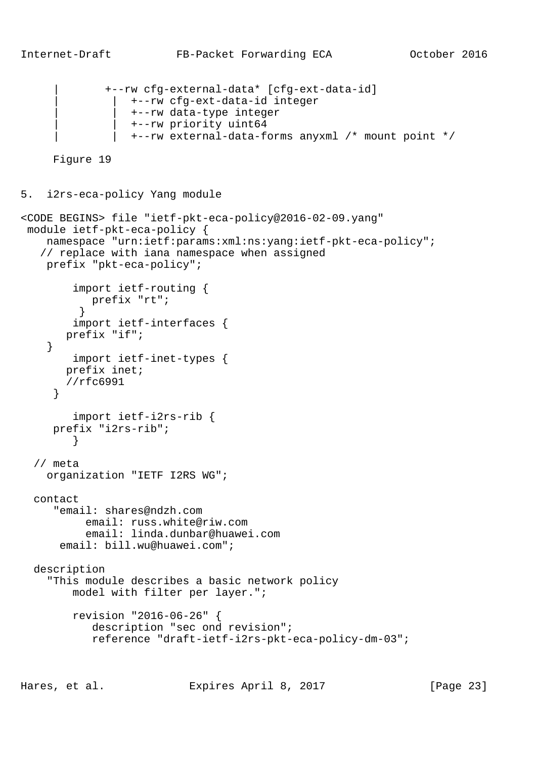```
     |       +--rw cfg-external-data* [cfg-ext-data-id]
     |        |  +--rw cfg-ext-data-id integer
     |        |  +--rw data-type integer
     |        |  +--rw priority uint64
     |        |  +--rw external-data-forms anyxml /* mount point */
```

Figure 19

## 5. i2rs-eca-policy Yang module

```
<CODE BEGINS> file "ietf-pkt-eca-policy@2016-02-09.yang"
 module ietf-pkt-eca-policy {
    namespace "urn:ietf:params:xml:ns:yang:ietf-pkt-eca-policy";
   // replace with iana namespace when assigned
    prefix "pkt-eca-policy";

        import ietf-routing {
           prefix "rt";
         }
        import ietf-interfaces {
       prefix "if";
    }
        import ietf-inet-types {
       prefix inet;
       //rfc6991
     }

        import ietf-i2rs-rib {
     prefix "i2rs-rib";
        }

  // meta
    organization "IETF I2RS WG";

  contact
     "email: shares@ndzh.com
          email: russ.white@riw.com
          email: linda.dunbar@huawei.com
      email: bill.wu@huawei.com";

  description
    "This module describes a basic network policy
        model with filter per layer.";

        revision "2016-06-26" {
           description "sec ond revision";
           reference "draft-ietf-i2rs-pkt-eca-policy-dm-03";
```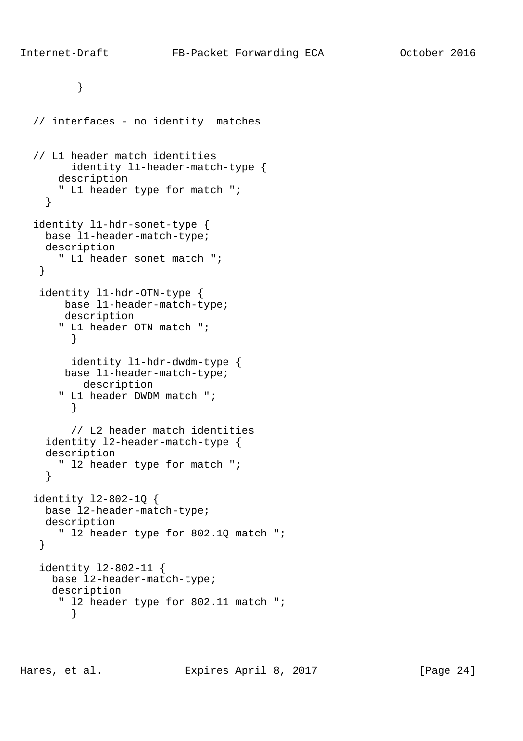```
         }


  // interfaces - no identity  matches


  // L1 header match identities
        identity l1-header-match-type {
      description
      " L1 header type for match ";
    }

  identity l1-hdr-sonet-type {
    base l1-header-match-type;
    description
      " L1 header sonet match ";
   }

   identity l1-hdr-OTN-type {
       base l1-header-match-type;
       description
      " L1 header OTN match ";
        }

        identity l1-hdr-dwdm-type {
       base l1-header-match-type;
          description
      " L1 header DWDM match ";
        }

        // L2 header match identities
    identity l2-header-match-type {
    description
      " l2 header type for match ";
    }

  identity l2-802-1Q {
    base l2-header-match-type;
    description
      " l2 header type for 802.1Q match ";
   }

   identity l2-802-11 {
     base l2-header-match-type;
     description
      " l2 header type for 802.11 match ";
        }
```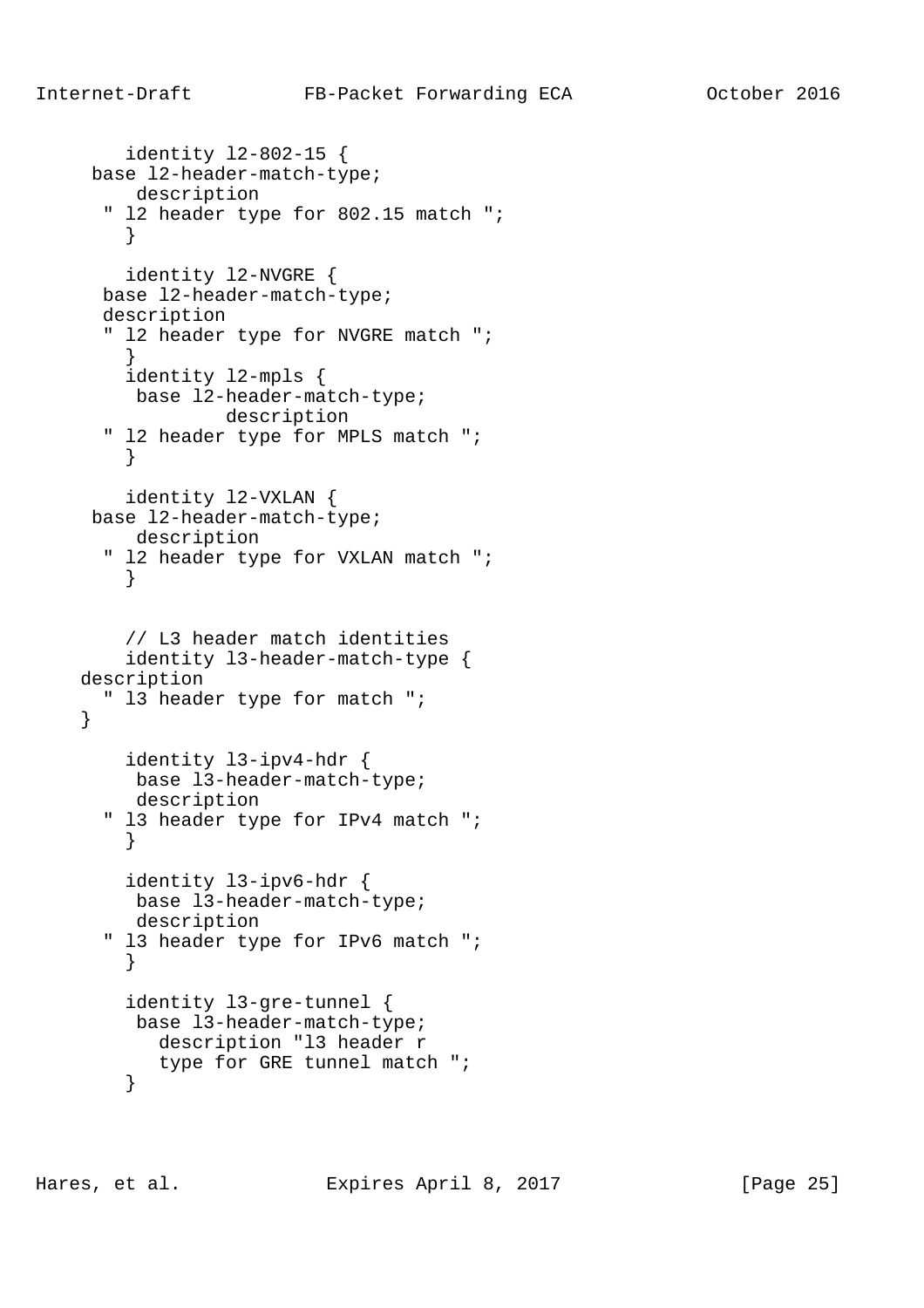```
        identity l2-802-15 {
     base l2-header-match-type;
          description
      " l2 header type for 802.15 match ";
        }

        identity l2-NVGRE {
      base l2-header-match-type;
      description
      " l2 header type for NVGRE match ";
        }
        identity l2-mpls {
         base l2-header-match-type;
                 description
      " l2 header type for MPLS match ";
        }

        identity l2-VXLAN {
     base l2-header-match-type;
         description
      " l2 header type for VXLAN match ";
        }


        // L3 header match identities
        identity l3-header-match-type {
    description
      " l3 header type for match ";
    }

        identity l3-ipv4-hdr {
         base l3-header-match-type;
         description
      " l3 header type for IPv4 match ";
        }

        identity l3-ipv6-hdr {
         base l3-header-match-type;
         description
      " l3 header type for IPv6 match ";
        }

        identity l3-gre-tunnel {
         base l3-header-match-type;
           description "l3 header r
           type for GRE tunnel match ";
        }
```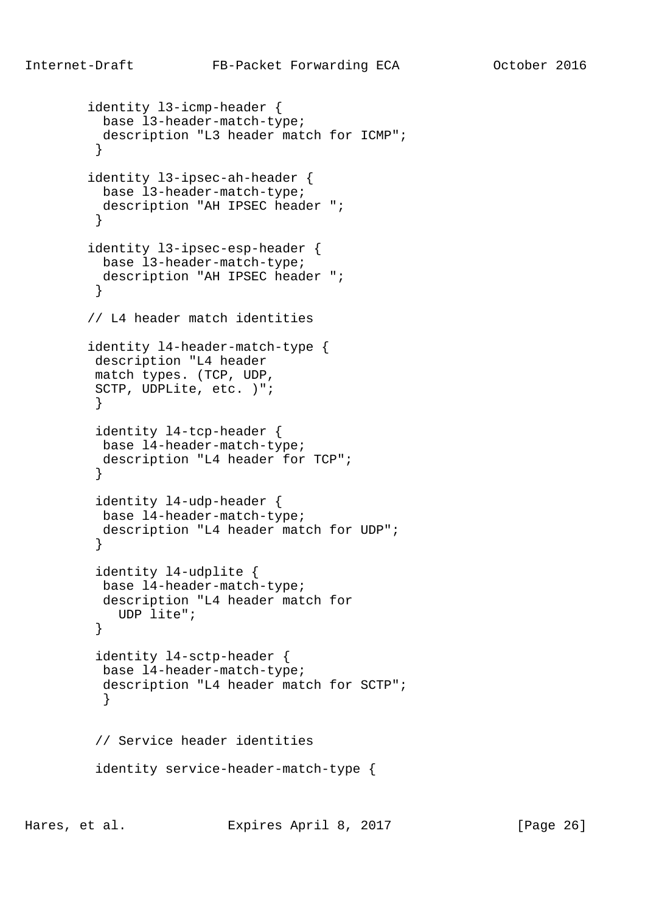```
        identity l3-icmp-header {
          base l3-header-match-type;
          description "L3 header match for ICMP";
         }

        identity l3-ipsec-ah-header {
          base l3-header-match-type;
          description "AH IPSEC header ";
         }

        identity l3-ipsec-esp-header {
          base l3-header-match-type;
          description "AH IPSEC header ";
         }

        // L4 header match identities

        identity l4-header-match-type {
         description "L4 header
         match types. (TCP, UDP,
         SCTP, UDPLite, etc. )";
         }

         identity l4-tcp-header {
          base l4-header-match-type;
          description "L4 header for TCP";
         }

         identity l4-udp-header {
          base l4-header-match-type;
          description "L4 header match for UDP";
         }

         identity l4-udplite {
          base l4-header-match-type;
          description "L4 header match for
            UDP lite";
         }

         identity l4-sctp-header {
          base l4-header-match-type;
          description "L4 header match for SCTP";
          }


         // Service header identities

         identity service-header-match-type {
```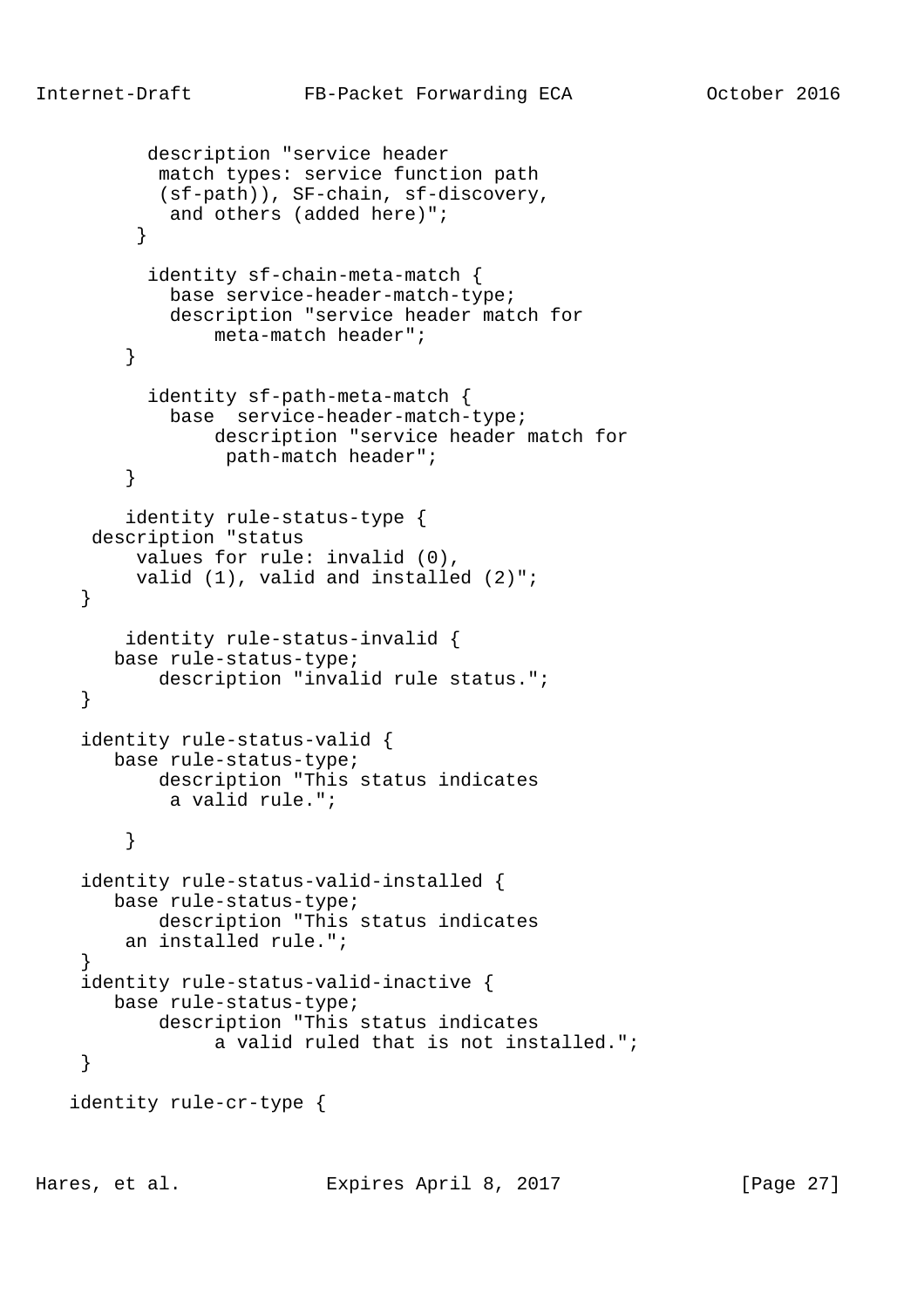```
          description "service header
           match types: service function path
           (sf-path)), SF-chain, sf-discovery,
            and others (added here)";
         }

          identity sf-chain-meta-match {
            base service-header-match-type;
            description "service header match for
                meta-match header";
        }

          identity sf-path-meta-match {
            base  service-header-match-type;
                description "service header match for
                 path-match header";
        }

        identity rule-status-type {
     description "status
         values for rule: invalid (0),
         valid (1), valid and installed (2)";
    }

        identity rule-status-invalid {
       base rule-status-type;
           description "invalid rule status.";
    }

    identity rule-status-valid {
       base rule-status-type;
           description "This status indicates
            a valid rule.";

        }

    identity rule-status-valid-installed {
       base rule-status-type;
           description "This status indicates
        an installed rule.";
    }
    identity rule-status-valid-inactive {
       base rule-status-type;
           description "This status indicates
                a valid ruled that is not installed.";
    }

   identity rule-cr-type {
```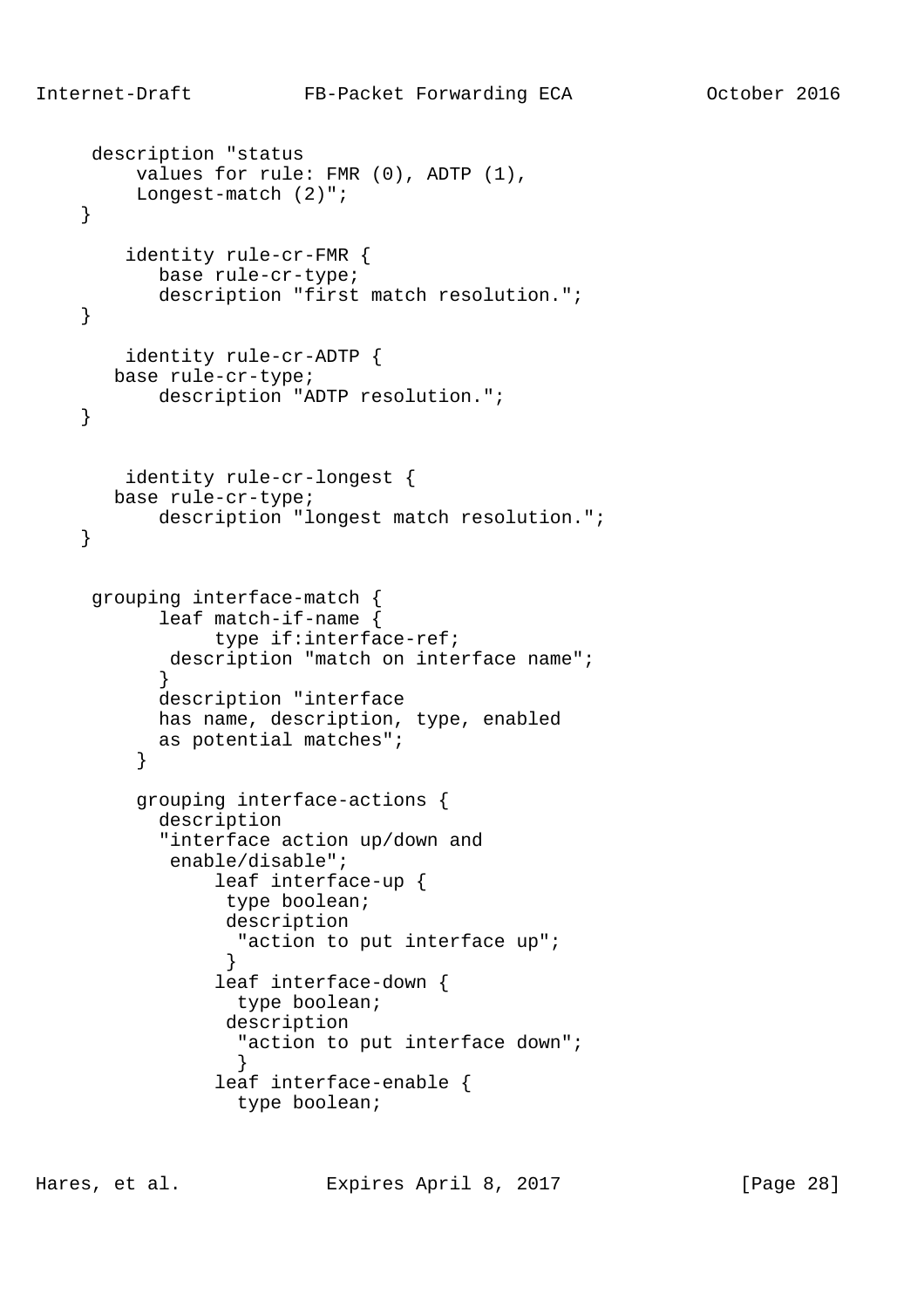```
     description "status
         values for rule: FMR (0), ADTP (1),
         Longest-match (2)";
   }

        identity rule-cr-FMR {
           base rule-cr-type;
           description "first match resolution.";
   }

        identity rule-cr-ADTP {
       base rule-cr-type;
           description "ADTP resolution.";
   }


        identity rule-cr-longest {
       base rule-cr-type;
           description "longest match resolution.";
   }


     grouping interface-match {
           leaf match-if-name {
                 type if:interface-ref;
            description "match on interface name";
           }
           description "interface
           has name, description, type, enabled
           as potential matches";
         }

         grouping interface-actions {
           description
           "interface action up/down and
            enable/disable";
                leaf interface-up {
                 type boolean;
                 description
                  "action to put interface up";
                 }
                leaf interface-down {
                  type boolean;
                 description
                  "action to put interface down";
                  }
                leaf interface-enable {
                  type boolean;
```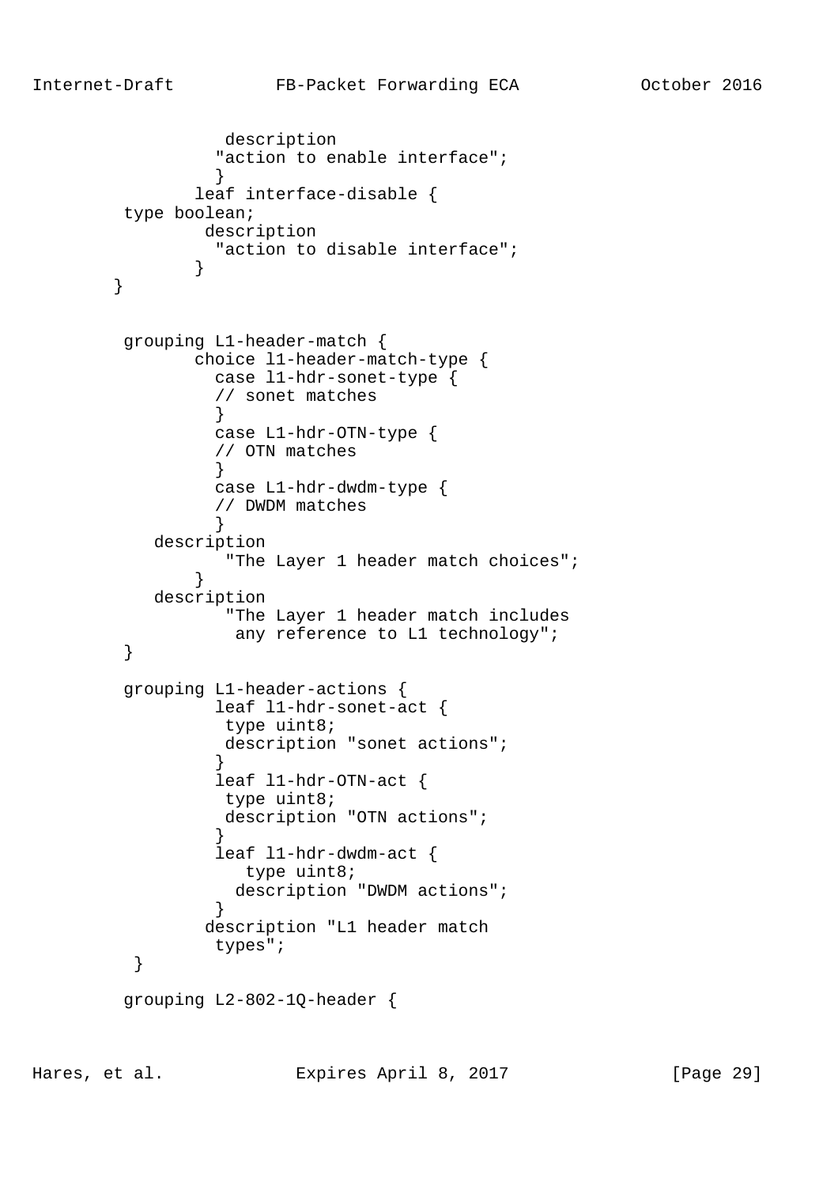```
                description
               "action to enable interface";
               }
             leaf interface-disable {
        type boolean;
              description
               "action to disable interface";
             }
       }


        grouping L1-header-match {
               choice l1-header-match-type {
                 case l1-hdr-sonet-type {
                 // sonet matches
                 }
                 case L1-hdr-OTN-type {
                 // OTN matches
                 }
                 case L1-hdr-dwdm-type {
                 // DWDM matches
                 }
           description
                "The Layer 1 header match choices";
             }
           description
                "The Layer 1 header match includes
                 any reference to L1 technology";
        }

        grouping L1-header-actions {
                 leaf l1-hdr-sonet-act {
                  type uint8;
                  description "sonet actions";
                 }
                 leaf l1-hdr-OTN-act {
                  type uint8;
                  description "OTN actions";
                 }
                 leaf l1-hdr-dwdm-act {
                    type uint8;
                   description "DWDM actions";
                 }
                description "L1 header match
                 types";
         }

        grouping L2-802-1Q-header {
```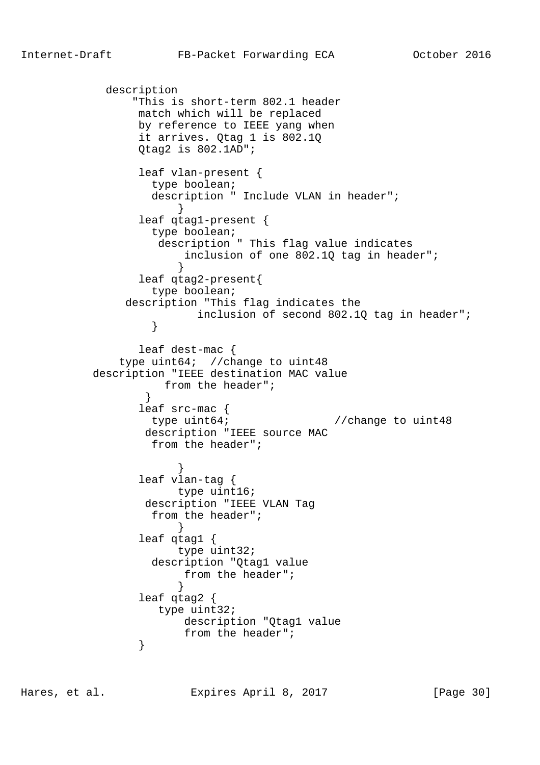```
            description
                "This is short-term 802.1 header
                 match which will be replaced
                 by reference to IEEE yang when
                 it arrives. Qtag 1 is 802.1Q
                 Qtag2 is 802.1AD";

                 leaf vlan-present {
                   type boolean;
                   description " Include VLAN in header";
                       }
                 leaf qtag1-present {
                   type boolean;
                    description " This flag value indicates
                        inclusion of one 802.1Q tag in header";
                       }
                 leaf qtag2-present{
                   type boolean;
               description "This flag indicates the
                          inclusion of second 802.1Q tag in header";
                   }

                 leaf dest-mac {
              type uint64;  //change to uint48
          description "IEEE destination MAC value
                     from the header";
                  }
                 leaf src-mac {
                   type uint64;                //change to uint48
                  description "IEEE source MAC
                   from the header";

                       }
                 leaf vlan-tag {
                       type uint16;
                  description "IEEE VLAN Tag
                   from the header";
                       }
                 leaf qtag1 {
                       type uint32;
                   description "Qtag1 value
                        from the header";
                       }
                 leaf qtag2 {
                     type uint32;
                        description "Qtag1 value
                        from the header";
                 }
```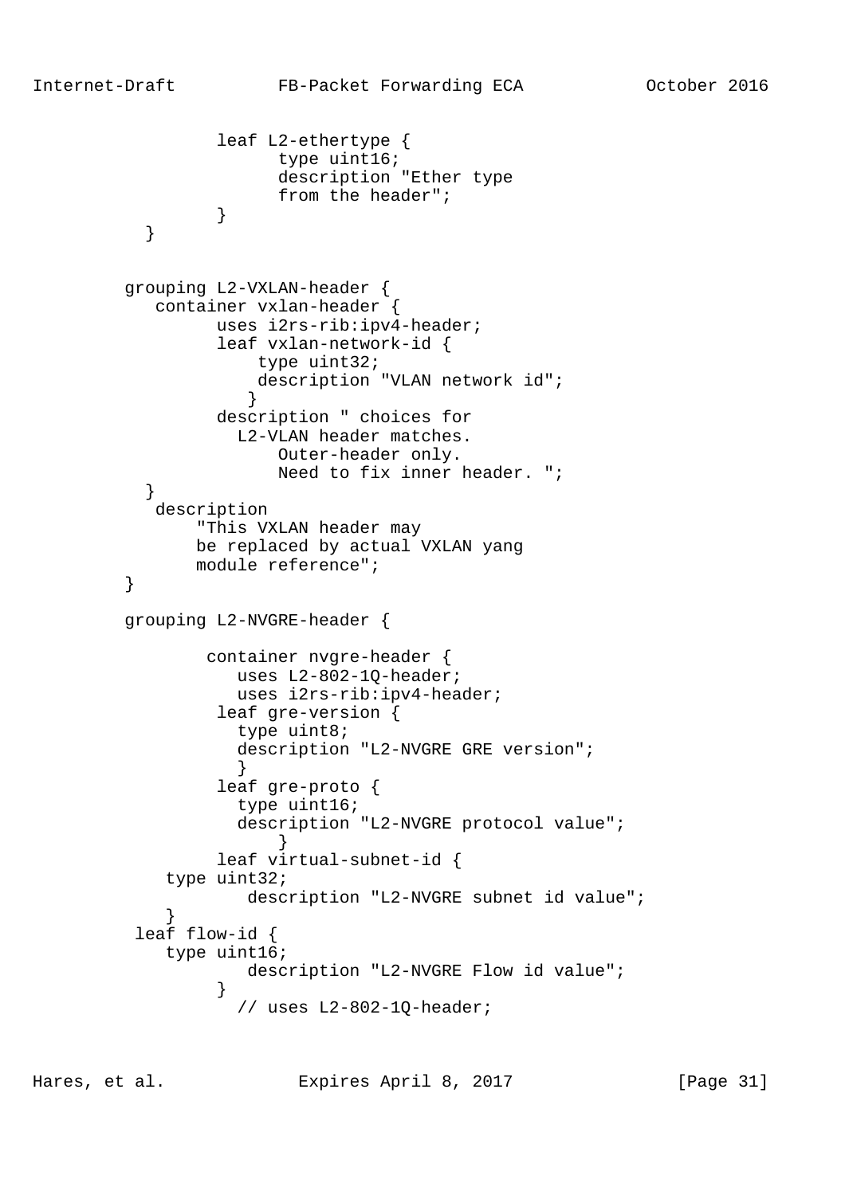```
               leaf L2-ethertype {
                     type uint16;
                     description "Ether type
                     from the header";
               }
        }


       grouping L2-VXLAN-header {
          container vxlan-header {
               uses i2rs-rib:ipv4-header;
               leaf vxlan-network-id {
                   type uint32;
                   description "VLAN network id";
                  }
               description " choices for
                 L2-VLAN header matches.
                     Outer-header only.
                     Need to fix inner header. ";
        }
         description
             "This VXLAN header may
             be replaced by actual VXLAN yang
             module reference";
       }

       grouping L2-NVGRE-header {

               container nvgre-header {
                  uses L2-802-1Q-header;
                  uses i2rs-rib:ipv4-header;
               leaf gre-version {
                 type uint8;
                 description "L2-NVGRE GRE version";
                 }
               leaf gre-proto {
                 type uint16;
                 description "L2-NVGRE protocol value";
                     }
               leaf virtual-subnet-id {
          type uint32;
                  description "L2-NVGRE subnet id value";
          }
        leaf flow-id {
          type uint16;
                  description "L2-NVGRE Flow id value";
               }
                 // uses L2-802-1Q-header;
```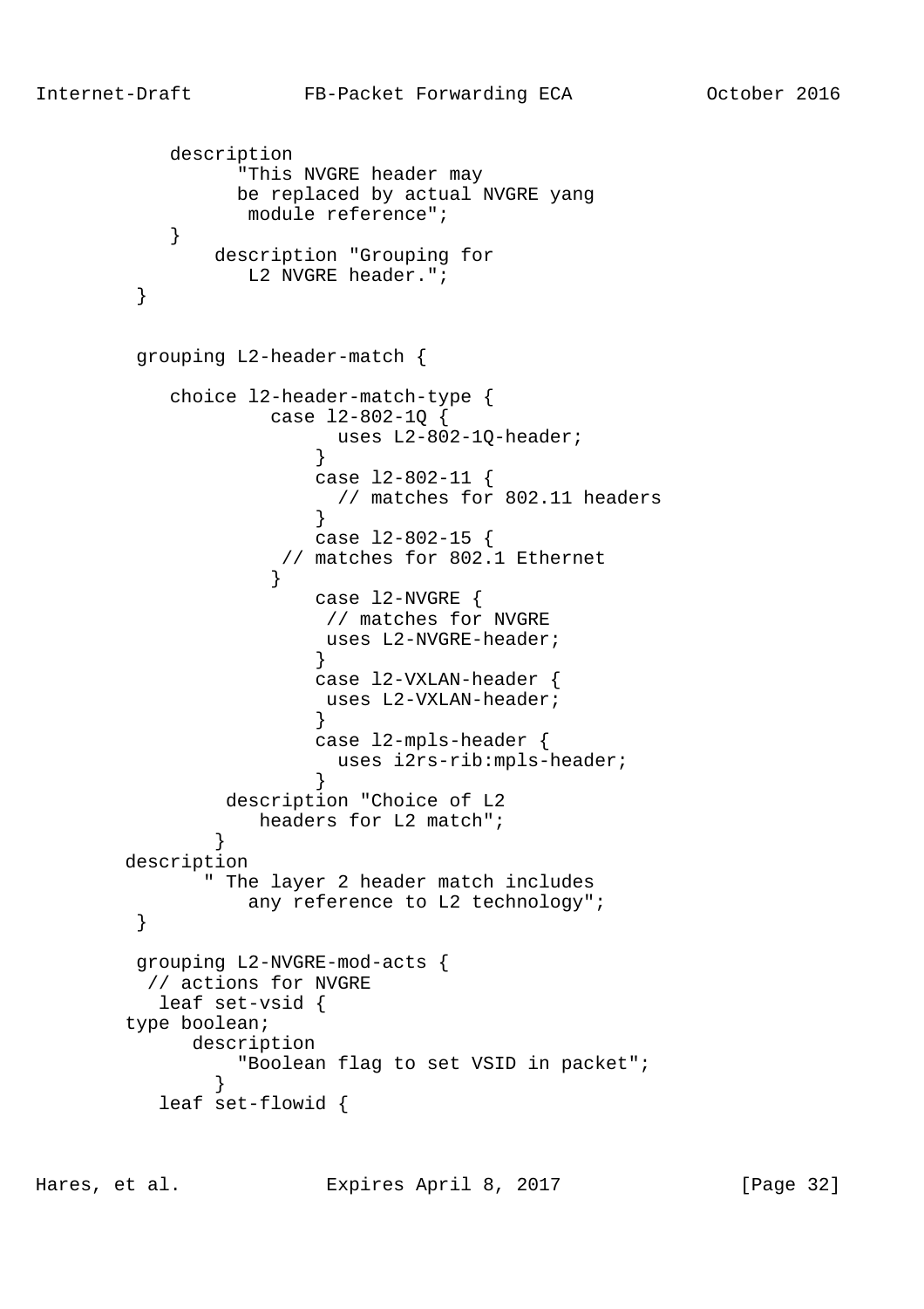```
            description
                  "This NVGRE header may
                  be replaced by actual NVGRE yang
                   module reference";
            }
                description "Grouping for
                   L2 NVGRE header.";
         }


         grouping L2-header-match {

            choice l2-header-match-type {
                     case l2-802-1Q {
                           uses L2-802-1Q-header;
                         }
                         case l2-802-11 {
                           // matches for 802.11 headers
                         }
                         case l2-802-15 {
                      // matches for 802.1 Ethernet
                     }
                         case l2-NVGRE {
                          // matches for NVGRE
                          uses L2-NVGRE-header;
                         }
                         case l2-VXLAN-header {
                          uses L2-VXLAN-header;
                         }
                         case l2-mpls-header {
                           uses i2rs-rib:mpls-header;
                         }
                 description "Choice of L2
                    headers for L2 match";
                }
        description
               " The layer 2 header match includes
                   any reference to L2 technology";
         }

         grouping L2-NVGRE-mod-acts {
          // actions for NVGRE
           leaf set-vsid {
        type boolean;
              description
                  "Boolean flag to set VSID in packet";
                }
           leaf set-flowid {
```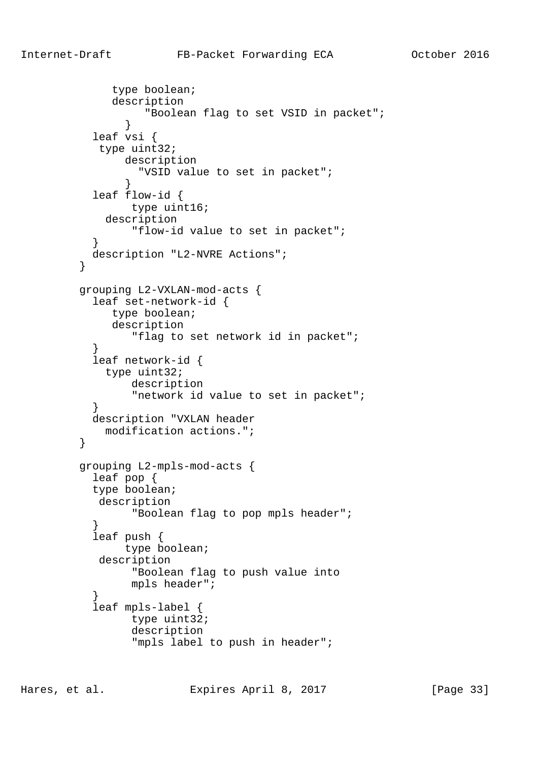```
           type boolean;
           description
                "Boolean flag to set VSID in packet";
              }
        leaf vsi {
         type uint32;
             description
               "VSID value to set in packet";
              }
        leaf flow-id {
              type uint16;
          description
              "flow-id value to set in packet";
        }
        description "L2-NVRE Actions";
      }

      grouping L2-VXLAN-mod-acts {
        leaf set-network-id {
           type boolean;
           description
              "flag to set network id in packet";
        }
        leaf network-id {
          type uint32;
              description
              "network id value to set in packet";
        }
        description "VXLAN header
          modification actions.";
      }

      grouping L2-mpls-mod-acts {
        leaf pop {
        type boolean;
         description
              "Boolean flag to pop mpls header";
        }
        leaf push {
             type boolean;
         description
              "Boolean flag to push value into
              mpls header";
        }
        leaf mpls-label {
              type uint32;
              description
              "mpls label to push in header";
```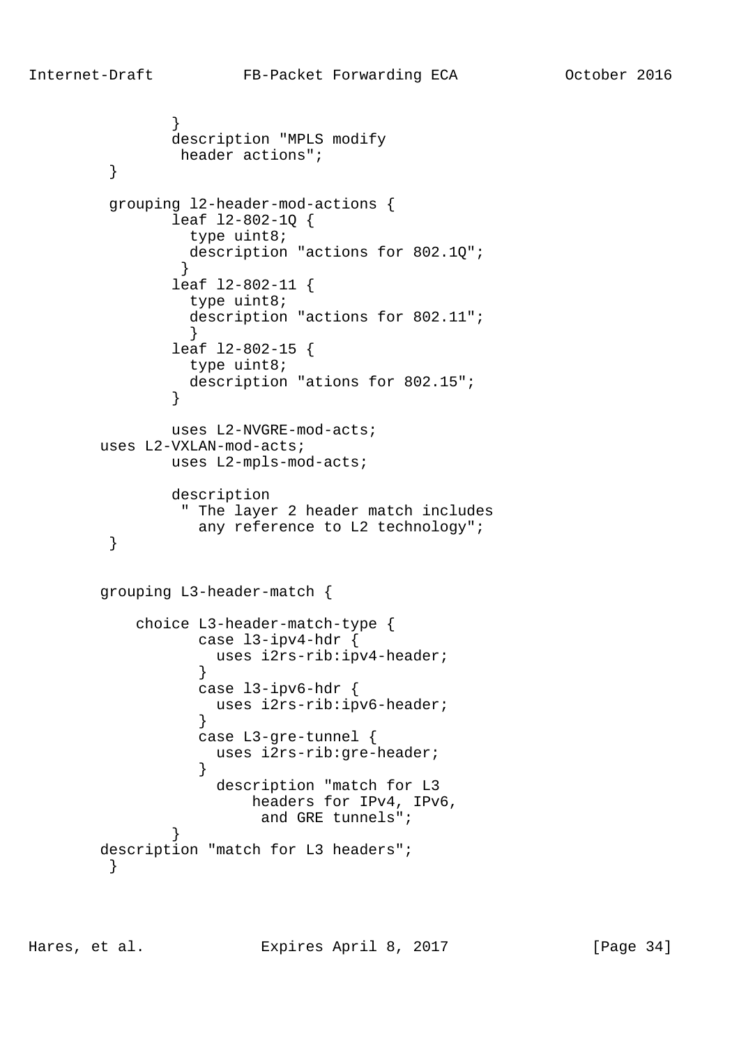```
                }
                description "MPLS modify
                 header actions";
        }

        grouping l2-header-mod-actions {
                leaf l2-802-1Q {
                  type uint8;
                  description "actions for 802.1Q";
                 }
                leaf l2-802-11 {
                  type uint8;
                  description "actions for 802.11";
                  }
                leaf l2-802-15 {
                  type uint8;
                  description "ations for 802.15";
                }

                uses L2-NVGRE-mod-acts;
        uses L2-VXLAN-mod-acts;
                uses L2-mpls-mod-acts;

                description
                 " The layer 2 header match includes
                   any reference to L2 technology";
        }


        grouping L3-header-match {

            choice L3-header-match-type {
                   case l3-ipv4-hdr {
                     uses i2rs-rib:ipv4-header;
                   }
                   case l3-ipv6-hdr {
                     uses i2rs-rib:ipv6-header;
                   }
                   case L3-gre-tunnel {
                     uses i2rs-rib:gre-header;
                   }
                     description "match for L3
                         headers for IPv4, IPv6,
                          and GRE tunnels";
                }
        description "match for L3 headers";
         }
```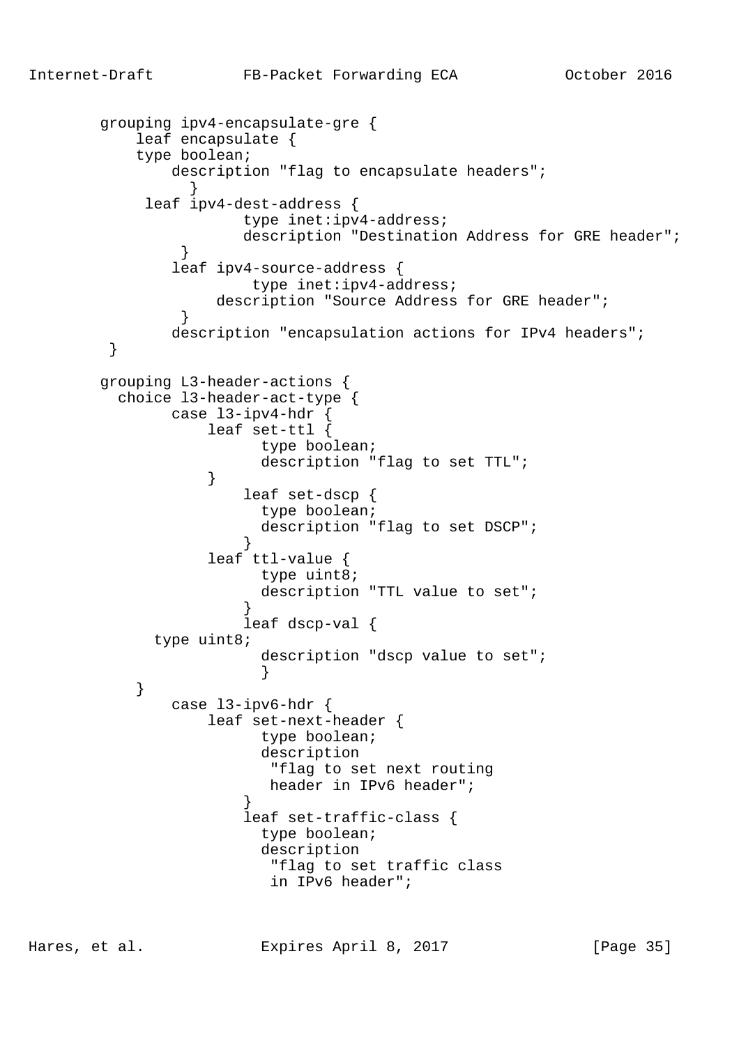```
        grouping ipv4-encapsulate-gre {
            leaf encapsulate {
            type boolean;
                description "flag to encapsulate headers";
                  }
             leaf ipv4-dest-address {
                       type inet:ipv4-address;
                       description "Destination Address for GRE header";
                 }
                leaf ipv4-source-address {
                        type inet:ipv4-address;
                     description "Source Address for GRE header";
                 }
                description "encapsulation actions for IPv4 headers";
         }

        grouping L3-header-actions {
          choice l3-header-act-type {
                case l3-ipv4-hdr {
                    leaf set-ttl {
                          type boolean;
                          description "flag to set TTL";
                    }
                        leaf set-dscp {
                          type boolean;
                          description "flag to set DSCP";
                        }
                    leaf ttl-value {
                          type uint8;
                          description "TTL value to set";
                        }
                        leaf dscp-val {
              type uint8;
                          description "dscp value to set";
                          }
            }
                case l3-ipv6-hdr {
                    leaf set-next-header {
                          type boolean;
                          description
                           "flag to set next routing
                           header in IPv6 header";
                        }
                        leaf set-traffic-class {
                          type boolean;
                          description
                           "flag to set traffic class
                           in IPv6 header";
```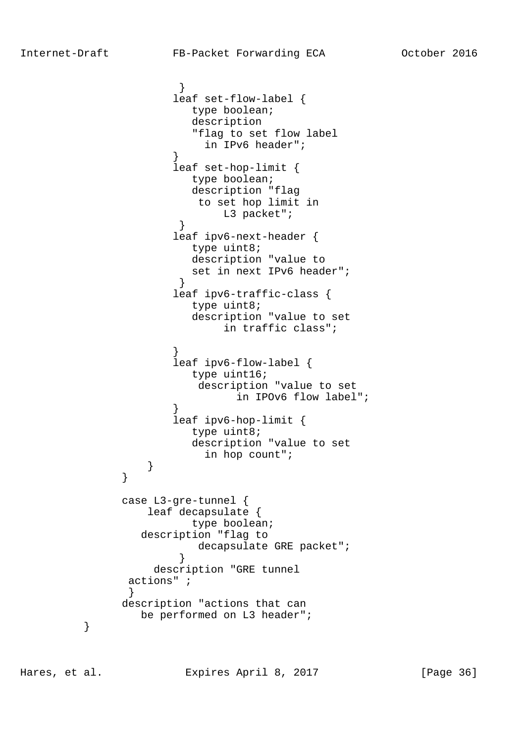```
                  }
                 leaf set-flow-label {
                    type boolean;
                    description
                    "flag to set flow label
                      in IPv6 header";
                 }
                 leaf set-hop-limit {
                    type boolean;
                    description "flag
                     to set hop limit in
                         L3 packet";
                  }
                 leaf ipv6-next-header {
                    type uint8;
                    description "value to
                    set in next IPv6 header";
                  }
                 leaf ipv6-traffic-class {
                    type uint8;
                    description "value to set
                         in traffic class";

                 }
                 leaf ipv6-flow-label {
                    type uint16;
                     description "value to set
                           in IPOv6 flow label";
                 }
                 leaf ipv6-hop-limit {
                    type uint8;
                    description "value to set
                      in hop count";
             }
         }

         case L3-gre-tunnel {
             leaf decapsulate {
                    type boolean;
            description "flag to
                     decapsulate GRE packet";
                  }
               description "GRE tunnel
          actions" ;
          }
         description "actions that can
            be performed on L3 header";
   }
```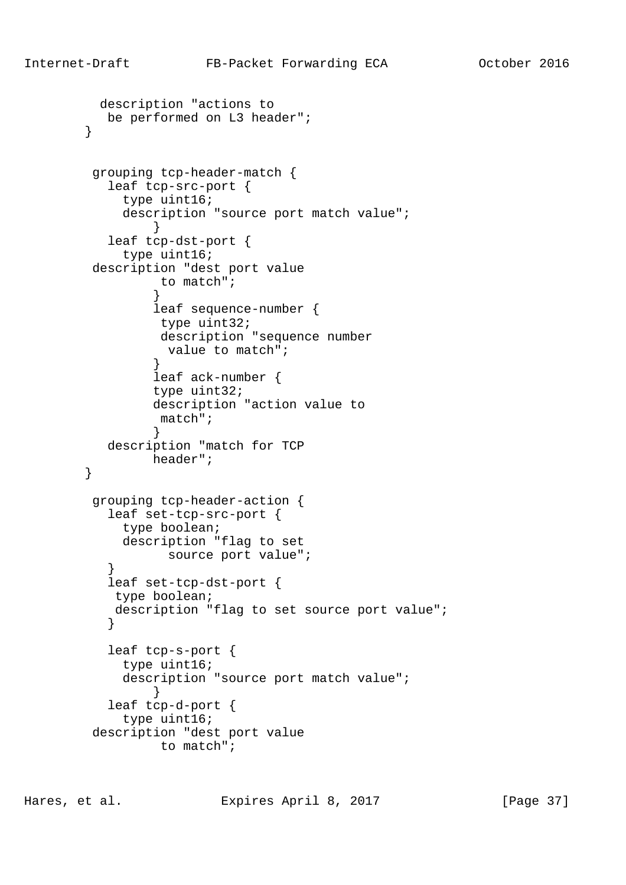```
          description "actions to
           be performed on L3 header";
        }


         grouping tcp-header-match {
           leaf tcp-src-port {
             type uint16;
             description "source port match value";
                 }
           leaf tcp-dst-port {
             type uint16;
         description "dest port value
                  to match";
                 }
                 leaf sequence-number {
                  type uint32;
                  description "sequence number
                   value to match";
                 }
                 leaf ack-number {
                 type uint32;
                 description "action value to
                  match";
                 }
           description "match for TCP
                 header";
        }

         grouping tcp-header-action {
           leaf set-tcp-src-port {
             type boolean;
             description "flag to set
                   source port value";
           }
           leaf set-tcp-dst-port {
            type boolean;
            description "flag to set source port value";
           }

           leaf tcp-s-port {
             type uint16;
             description "source port match value";
                 }
           leaf tcp-d-port {
             type uint16;
         description "dest port value
                  to match";
```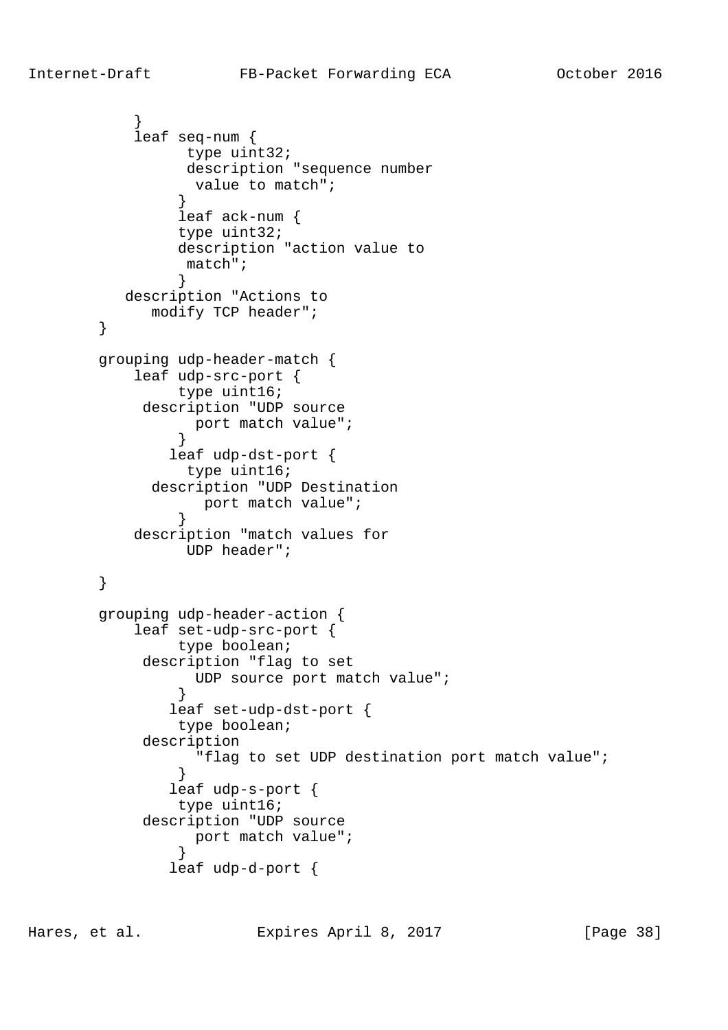```
            }
            leaf seq-num {
                  type uint32;
                  description "sequence number
                   value to match";
                 }
                 leaf ack-num {
                 type uint32;
                 description "action value to
                   match";
                 }
          description "Actions to
             modify TCP header";
        }

        grouping udp-header-match {
            leaf udp-src-port {
                 type uint16;
             description "UDP source
                   port match value";
                 }
                leaf udp-dst-port {
                  type uint16;
              description "UDP Destination
                    port match value";
                 }
            description "match values for
                  UDP header";

        }

        grouping udp-header-action {
            leaf set-udp-src-port {
                 type boolean;
             description "flag to set
                   UDP source port match value";
                 }
                leaf set-udp-dst-port {
                 type boolean;
             description
                   "flag to set UDP destination port match value";
                 }
                leaf udp-s-port {
                 type uint16;
             description "UDP source
                   port match value";
                 }
                leaf udp-d-port {
```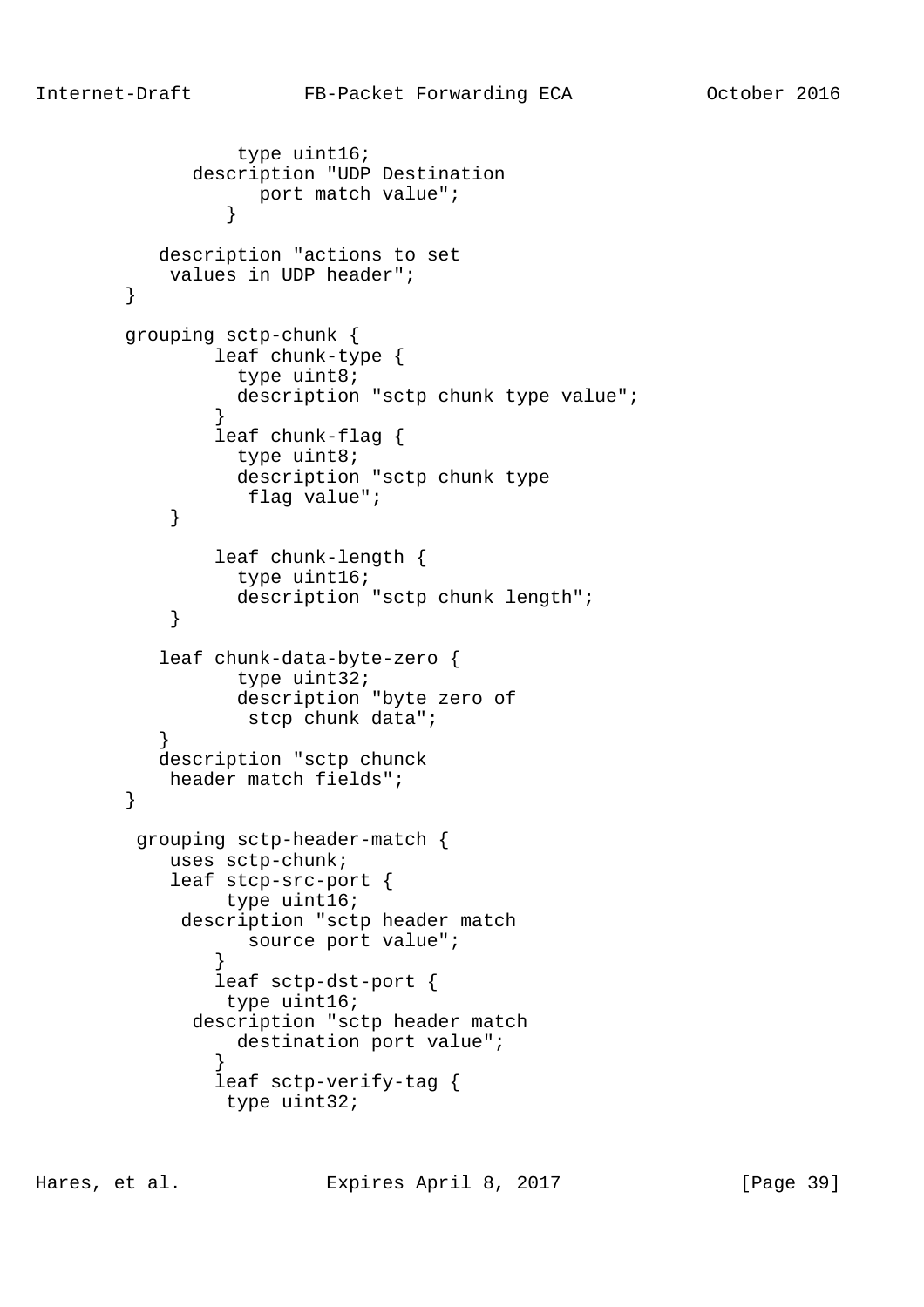```
                 type uint16;
             description "UDP Destination
                   port match value";
                }

          description "actions to set
           values in UDP header";
       }

       grouping sctp-chunk {
               leaf chunk-type {
                 type uint8;
                 description "sctp chunk type value";
               }
               leaf chunk-flag {
                 type uint8;
                 description "sctp chunk type
                  flag value";
           }

               leaf chunk-length {
                 type uint16;
                 description "sctp chunk length";
           }

          leaf chunk-data-byte-zero {
                 type uint32;
                 description "byte zero of
                  stcp chunk data";
          }
          description "sctp chunck
           header match fields";
       }

        grouping sctp-header-match {
           uses sctp-chunk;
           leaf stcp-src-port {
                type uint16;
            description "sctp header match
                  source port value";
               }
               leaf sctp-dst-port {
                type uint16;
             description "sctp header match
                 destination port value";
               }
               leaf sctp-verify-tag {
                type uint32;
```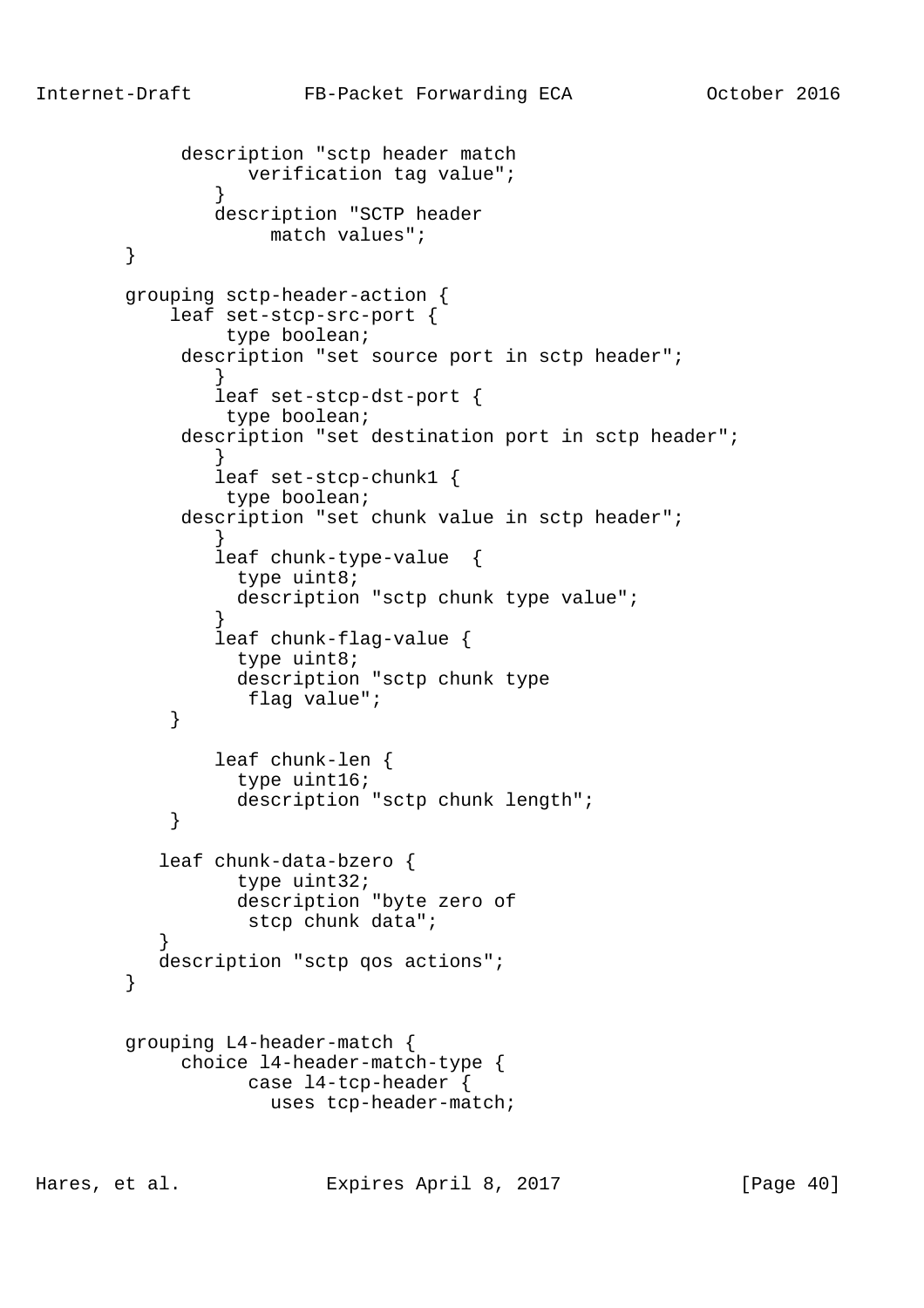```
            description "sctp header match
                  verification tag value";
               }
               description "SCTP header
                   match values";
       }

       grouping sctp-header-action {
           leaf set-stcp-src-port {
                type boolean;
            description "set source port in sctp header";
               }
               leaf set-stcp-dst-port {
                type boolean;
            description "set destination port in sctp header";
               }
               leaf set-stcp-chunk1 {
                type boolean;
            description "set chunk value in sctp header";
               }
               leaf chunk-type-value  {
                 type uint8;
                 description "sctp chunk type value";
               }
               leaf chunk-flag-value {
                 type uint8;
                 description "sctp chunk type
                  flag value";
           }

               leaf chunk-len {
                 type uint16;
                 description "sctp chunk length";
           }

          leaf chunk-data-bzero {
                 type uint32;
                 description "byte zero of
                  stcp chunk data";
          }
          description "sctp qos actions";
       }


       grouping L4-header-match {
            choice l4-header-match-type {
                  case l4-tcp-header {
                    uses tcp-header-match;
```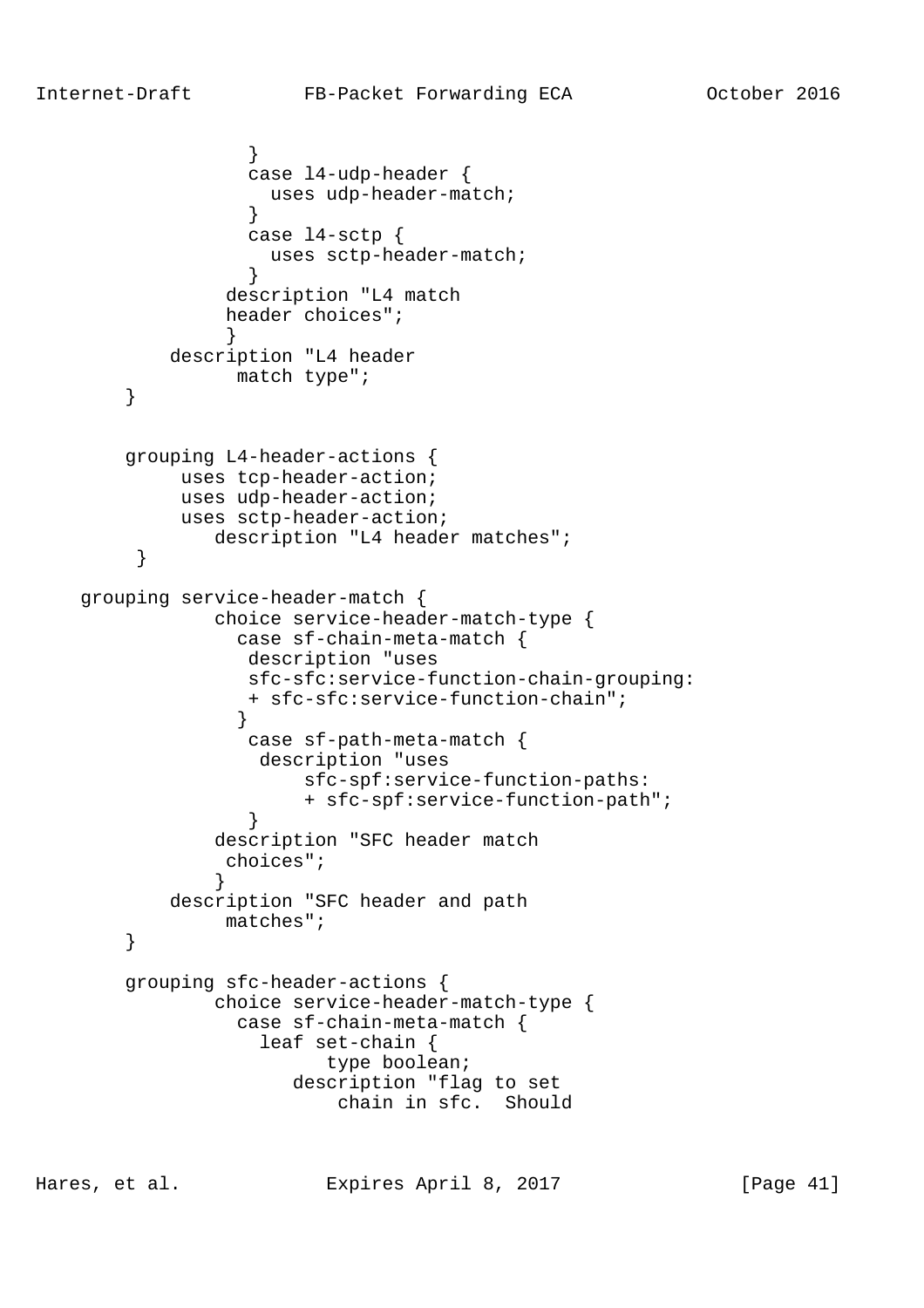```
                }
                case l4-udp-header {
                  uses udp-header-match;
                }
                case l4-sctp {
                  uses sctp-header-match;
                }
              description "L4 match
              header choices";
              }
         description "L4 header
               match type";
     }


     grouping L4-header-actions {
          uses tcp-header-action;
          uses udp-header-action;
          uses sctp-header-action;
             description "L4 header matches";
      }

    grouping service-header-match {
             choice service-header-match-type {
               case sf-chain-meta-match {
                description "uses
                sfc-sfc:service-function-chain-grouping:
                + sfc-sfc:service-function-chain";
               }
                case sf-path-meta-match {
                 description "uses
                     sfc-spf:service-function-paths:
                     + sfc-spf:service-function-path";
                }
             description "SFC header match
              choices";
             }
         description "SFC header and path
              matches";
     }

     grouping sfc-header-actions {
             choice service-header-match-type {
               case sf-chain-meta-match {
                 leaf set-chain {
                       type boolean;
                    description "flag to set
                        chain in sfc.  Should
```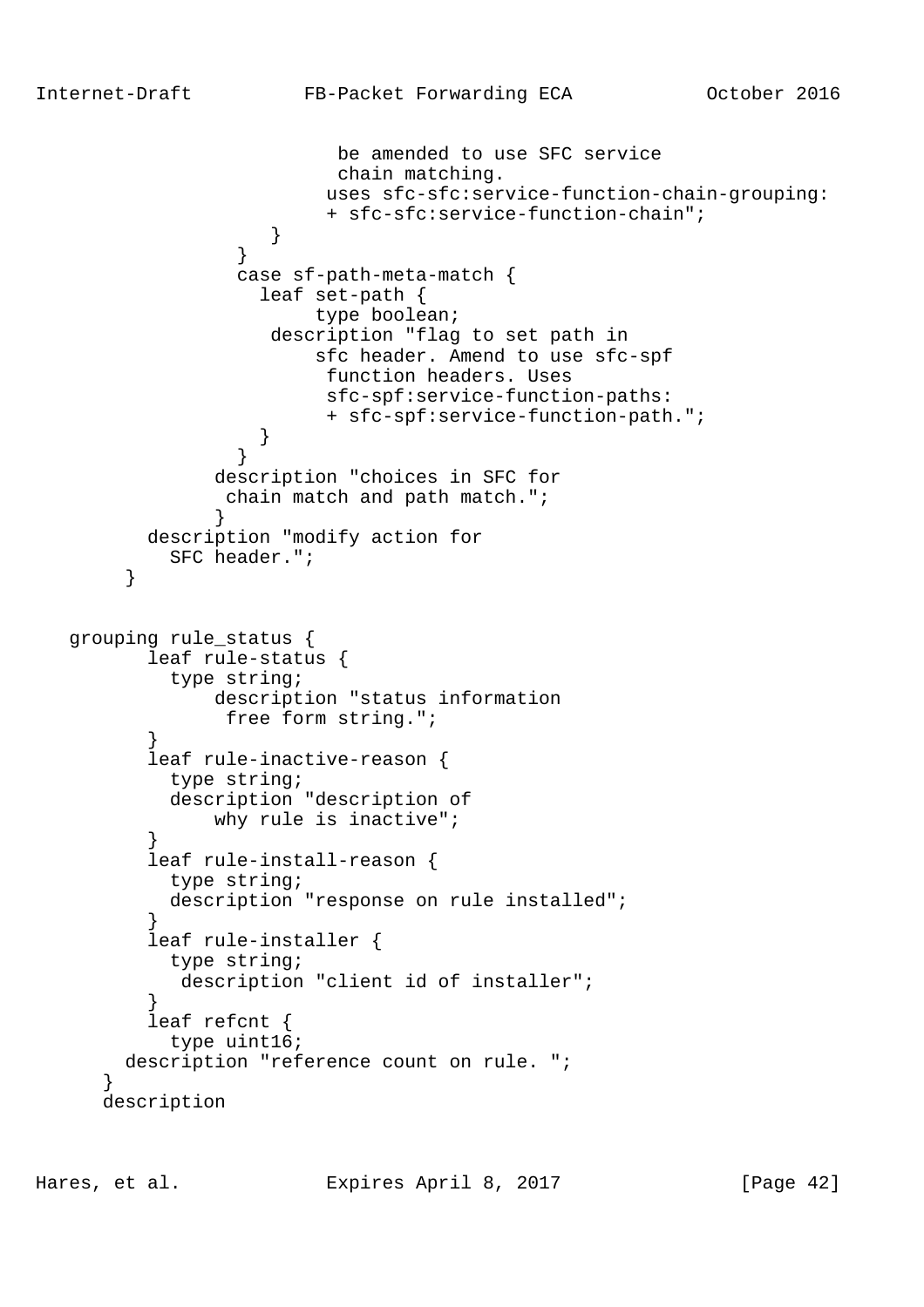```
                         be amended to use SFC service
                         chain matching.
                        uses sfc-sfc:service-function-chain-grouping:
                        + sfc-sfc:service-function-chain";
                  }
               }
               case sf-path-meta-match {
                 leaf set-path {
                      type boolean;
                  description "flag to set path in
                      sfc header. Amend to use sfc-spf
                        function headers. Uses
                        sfc-spf:service-function-paths:
                        + sfc-spf:service-function-path.";
                 }
               }
             description "choices in SFC for
              chain match and path match.";
             }
       description "modify action for
         SFC header.";
     }


   grouping rule_status {
         leaf rule-status {
           type string;
               description "status information
                free form string.";
         }
         leaf rule-inactive-reason {
           type string;
           description "description of
               why rule is inactive";
         }
         leaf rule-install-reason {
           type string;
           description "response on rule installed";
         }
         leaf rule-installer {
           type string;
            description "client id of installer";
         }
         leaf refcnt {
           type uint16;
        description "reference count on rule. ";
      }
      description
```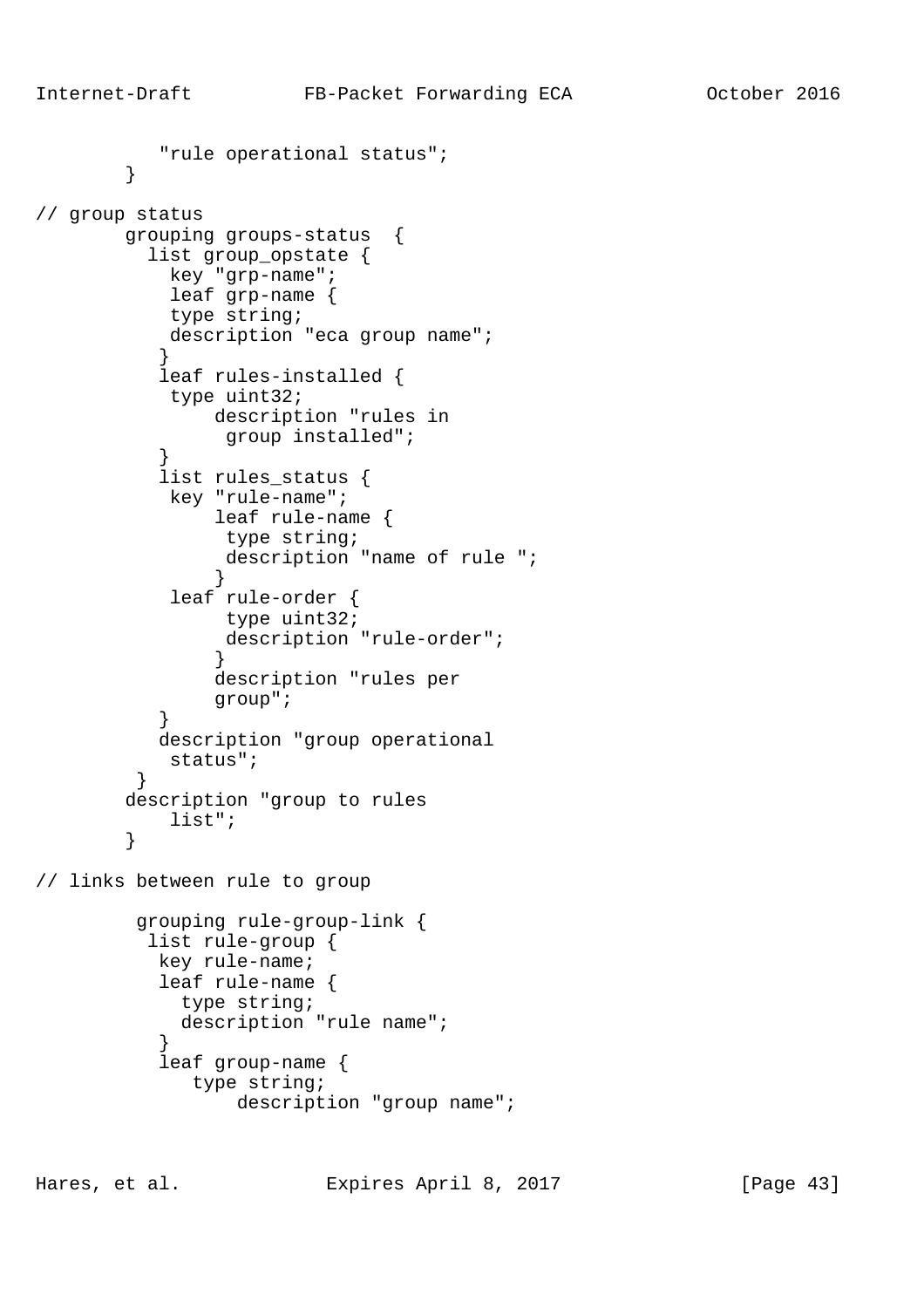```
          "rule operational status";
        }

// group status
        grouping groups-status  {
          list group_opstate {
            key "grp-name";
            leaf grp-name {
            type string;
            description "eca group name";
           }
           leaf rules-installed {
            type uint32;
                description "rules in
                 group installed";
           }
           list rules_status {
            key "rule-name";
                leaf rule-name {
                 type string;
                 description "name of rule ";
                }
            leaf rule-order {
                 type uint32;
                 description "rule-order";
                }
                description "rules per
                group";
           }
           description "group operational
            status";
         }
        description "group to rules
            list";
        }

// links between rule to group

         grouping rule-group-link {
          list rule-group {
           key rule-name;
           leaf rule-name {
             type string;
             description "rule name";
           }
           leaf group-name {
              type string;
                  description "group name";
```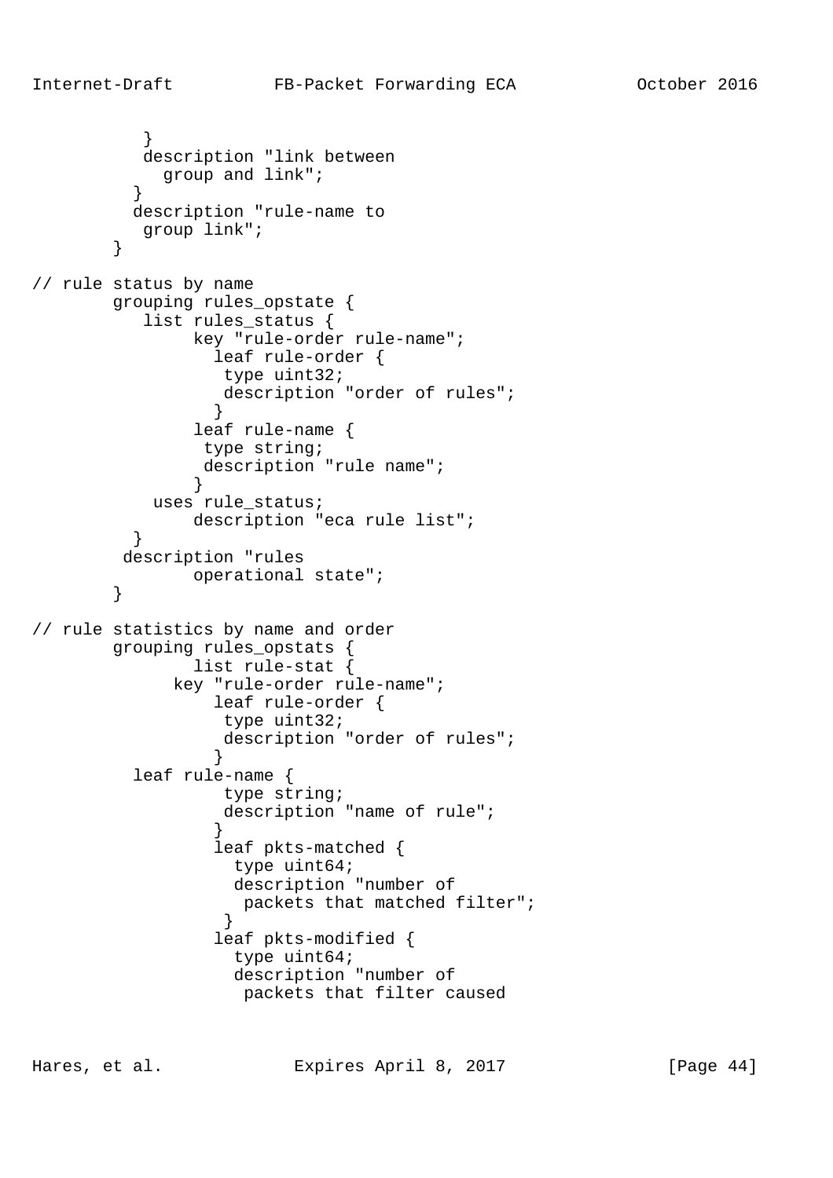```
           }
           description "link between
             group and link";
          }
          description "rule-name to
           group link";
        }

// rule status by name
        grouping rules_opstate {
           list rules_status {
                key "rule-order rule-name";
                  leaf rule-order {
                   type uint32;
                   description "order of rules";
                  }
                leaf rule-name {
                 type string;
                 description "rule name";
                }
            uses rule_status;
                description "eca rule list";
          }
         description "rules
                operational state";
        }

// rule statistics by name and order
        grouping rules_opstats {
                list rule-stat {
              key "rule-order rule-name";
                  leaf rule-order {
                   type uint32;
                   description "order of rules";
                  }
          leaf rule-name {
                   type string;
                   description "name of rule";
                  }
                  leaf pkts-matched {
                    type uint64;
                    description "number of
                     packets that matched filter";
                   }
                  leaf pkts-modified {
                    type uint64;
                    description "number of
                     packets that filter caused
```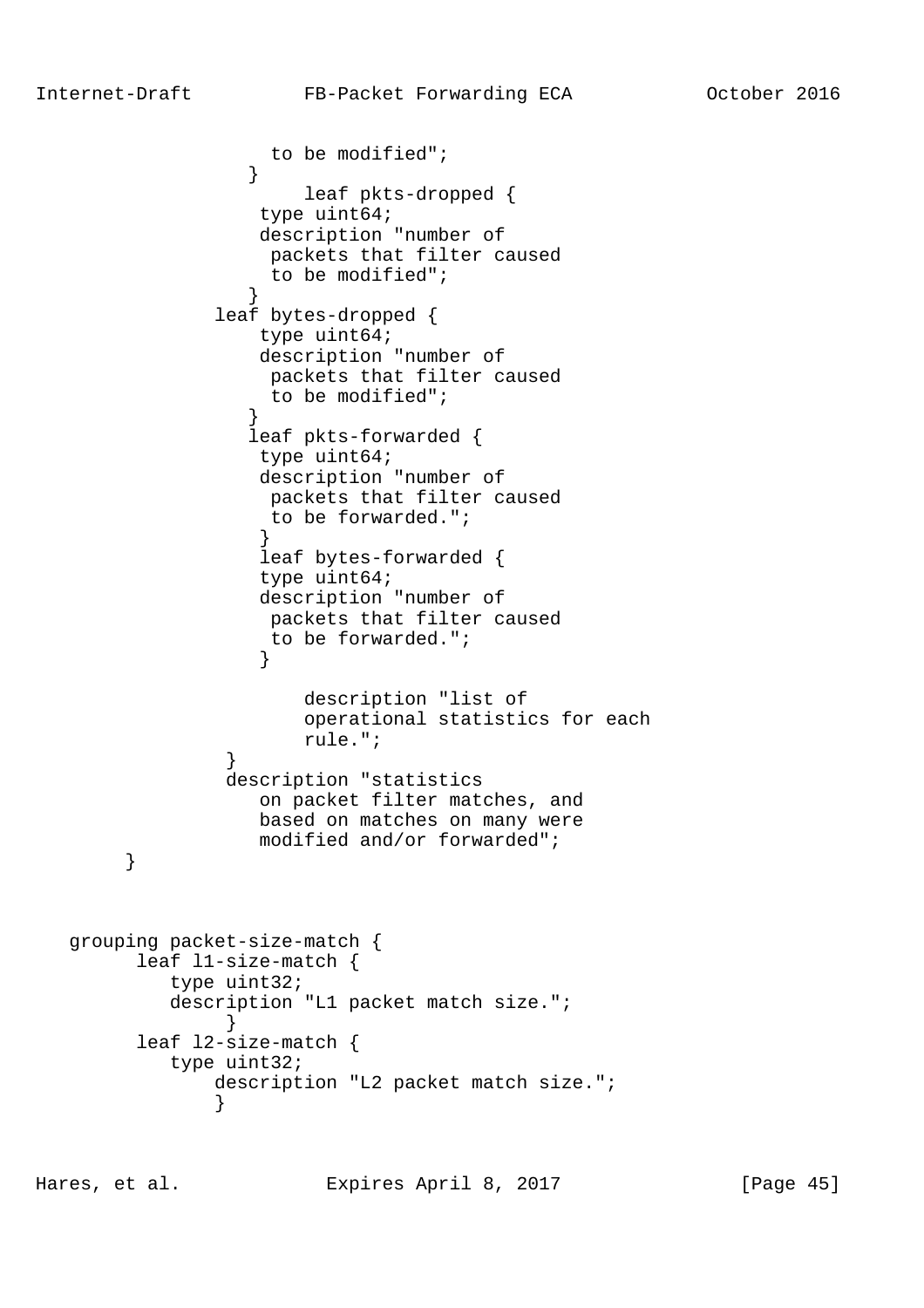```
                   to be modified";
                 }
                      leaf pkts-dropped {
                  type uint64;
                  description "number of
                   packets that filter caused
                   to be modified";
                 }
             leaf bytes-dropped {
                  type uint64;
                  description "number of
                   packets that filter caused
                   to be modified";
                 }
                 leaf pkts-forwarded {
                  type uint64;
                  description "number of
                   packets that filter caused
                   to be forwarded.";
                  }
                  leaf bytes-forwarded {
                  type uint64;
                  description "number of
                   packets that filter caused
                   to be forwarded.";
                  }

                      description "list of
                      operational statistics for each
                      rule.";
               }
               description "statistics
                  on packet filter matches, and
                  based on matches on many were
                  modified and/or forwarded";
      }



   grouping packet-size-match {
         leaf l1-size-match {
            type uint32;
            description "L1 packet match size.";
                 }
         leaf l2-size-match {
            type uint32;
                description "L2 packet match size.";
                }
```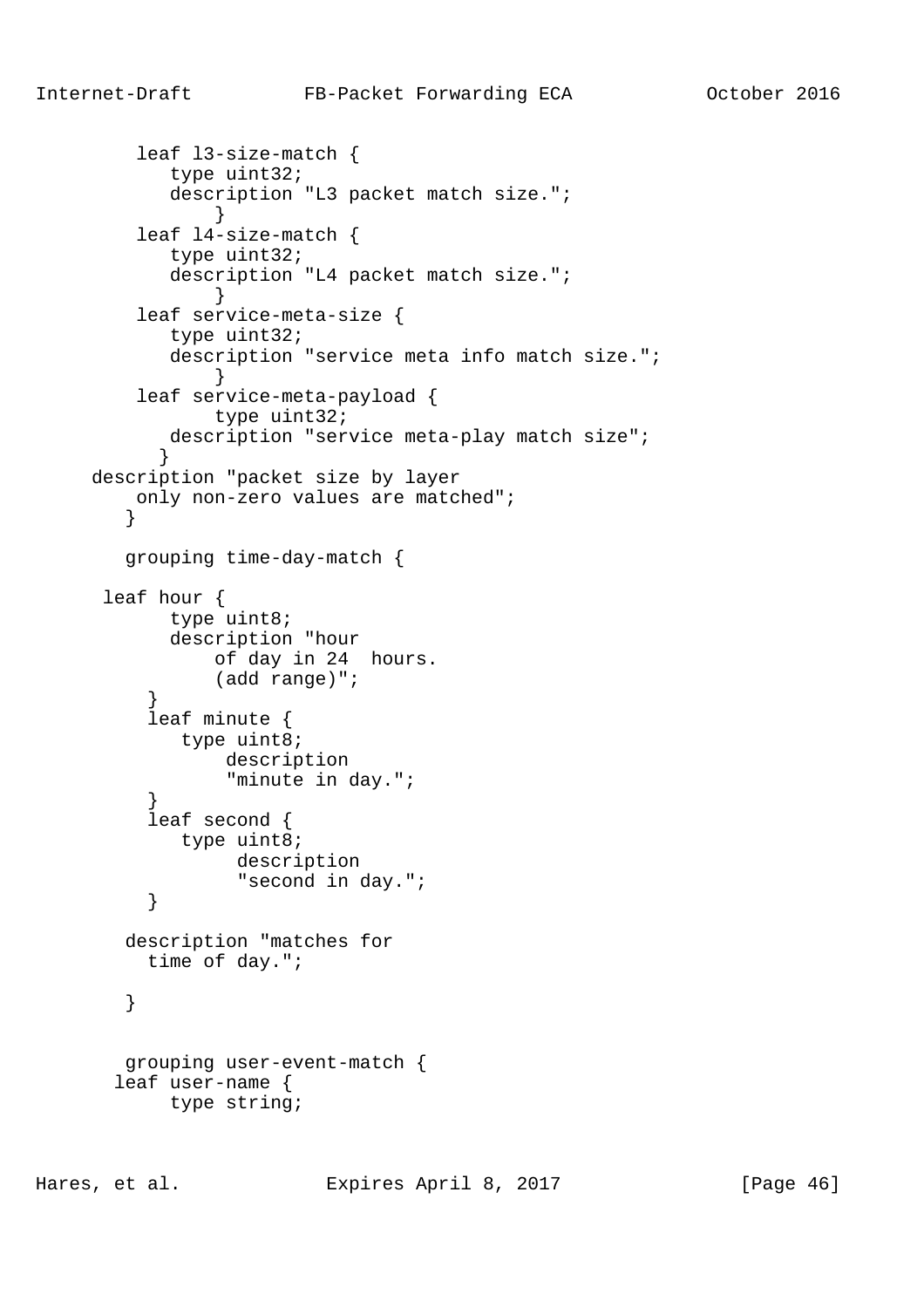```
         leaf l3-size-match {
            type uint32;
            description "L3 packet match size.";
                }
         leaf l4-size-match {
            type uint32;
            description "L4 packet match size.";
                }
         leaf service-meta-size {
            type uint32;
            description "service meta info match size.";
                }
         leaf service-meta-payload {
                type uint32;
            description "service meta-play match size";
           }
     description "packet size by layer
         only non-zero values are matched";
        }

        grouping time-day-match {

      leaf hour {
            type uint8;
            description "hour
                of day in 24  hours.
                (add range)";
          }
          leaf minute {
             type uint8;
                 description
                 "minute in day.";
          }
          leaf second {
             type uint8;
                  description
                  "second in day.";
          }

        description "matches for
          time of day.";

        }


        grouping user-event-match {
       leaf user-name {
            type string;
```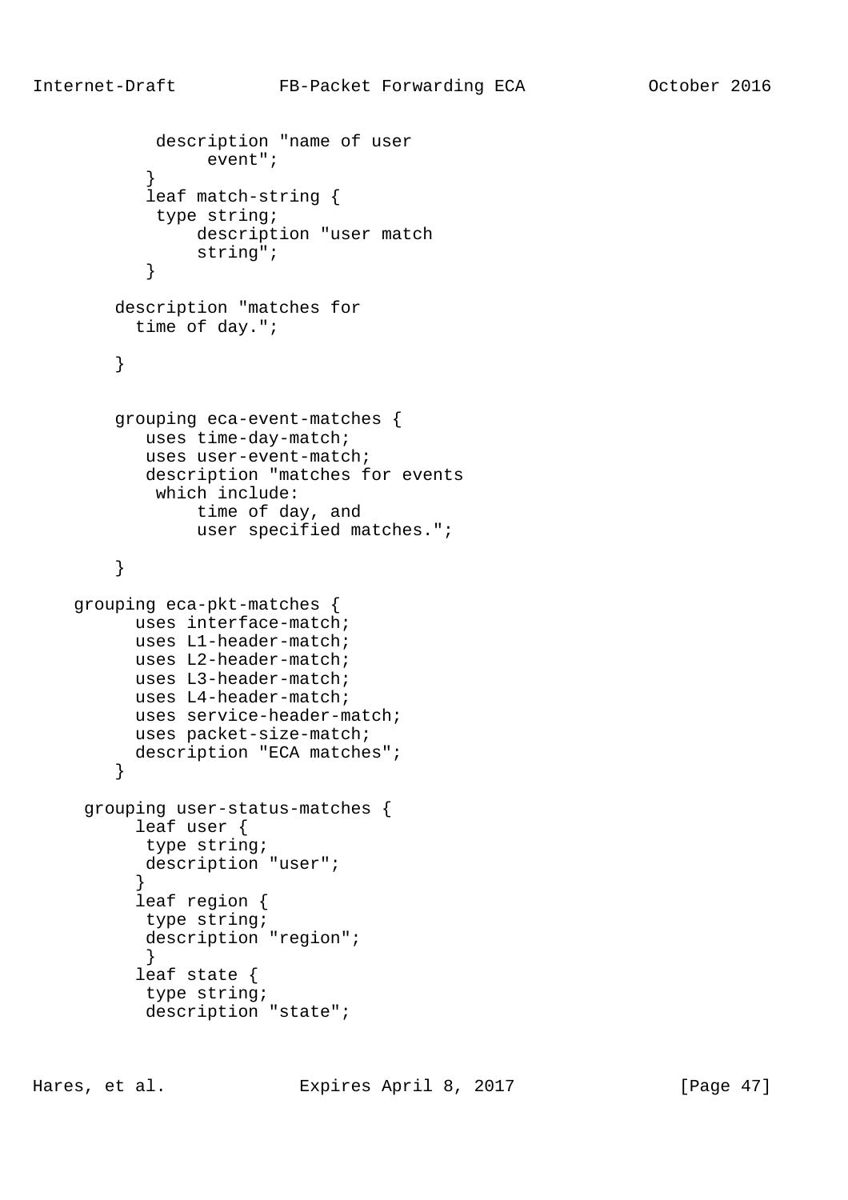```
             description "name of user
                  event";
           }
           leaf match-string {
            type string;
                description "user match
                string";
           }

        description "matches for
          time of day.";

        }


        grouping eca-event-matches {
           uses time-day-match;
           uses user-event-match;
           description "matches for events
            which include:
                time of day, and
                user specified matches.";

        }

    grouping eca-pkt-matches {
          uses interface-match;
          uses L1-header-match;
          uses L2-header-match;
          uses L3-header-match;
          uses L4-header-match;
          uses service-header-match;
          uses packet-size-match;
          description "ECA matches";
        }

     grouping user-status-matches {
          leaf user {
           type string;
           description "user";
          }
          leaf region {
           type string;
           description "region";
           }
          leaf state {
           type string;
           description "state";
```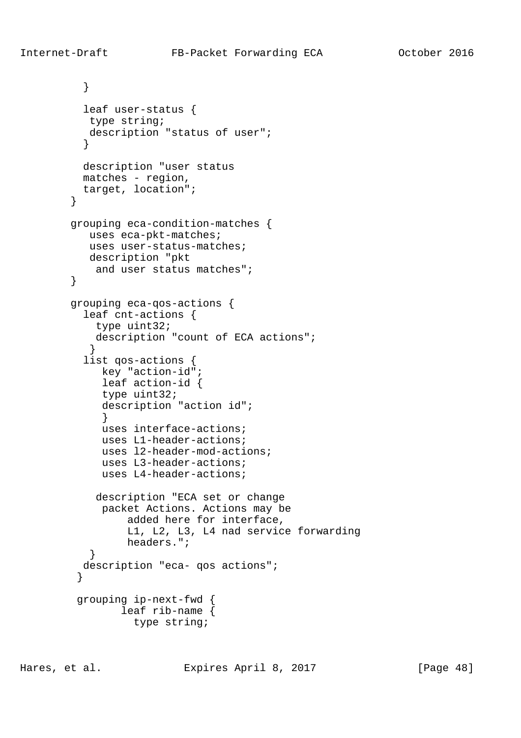```
          }

          leaf user-status {
           type string;
           description "status of user";
          }

          description "user status
          matches - region,
          target, location";
        }

        grouping eca-condition-matches {
           uses eca-pkt-matches;
           uses user-status-matches;
           description "pkt
            and user status matches";
        }

        grouping eca-qos-actions {
          leaf cnt-actions {
            type uint32;
            description "count of ECA actions";
           }
          list qos-actions {
             key "action-id";
             leaf action-id {
             type uint32;
             description "action id";
             }
             uses interface-actions;
             uses L1-header-actions;
             uses l2-header-mod-actions;
             uses L3-header-actions;
             uses L4-header-actions;

            description "ECA set or change
             packet Actions. Actions may be
                 added here for interface,
                 L1, L2, L3, L4 nad service forwarding
                 headers.";
           }
          description "eca- qos actions";
         }

         grouping ip-next-fwd {
                leaf rib-name {
                  type string;
```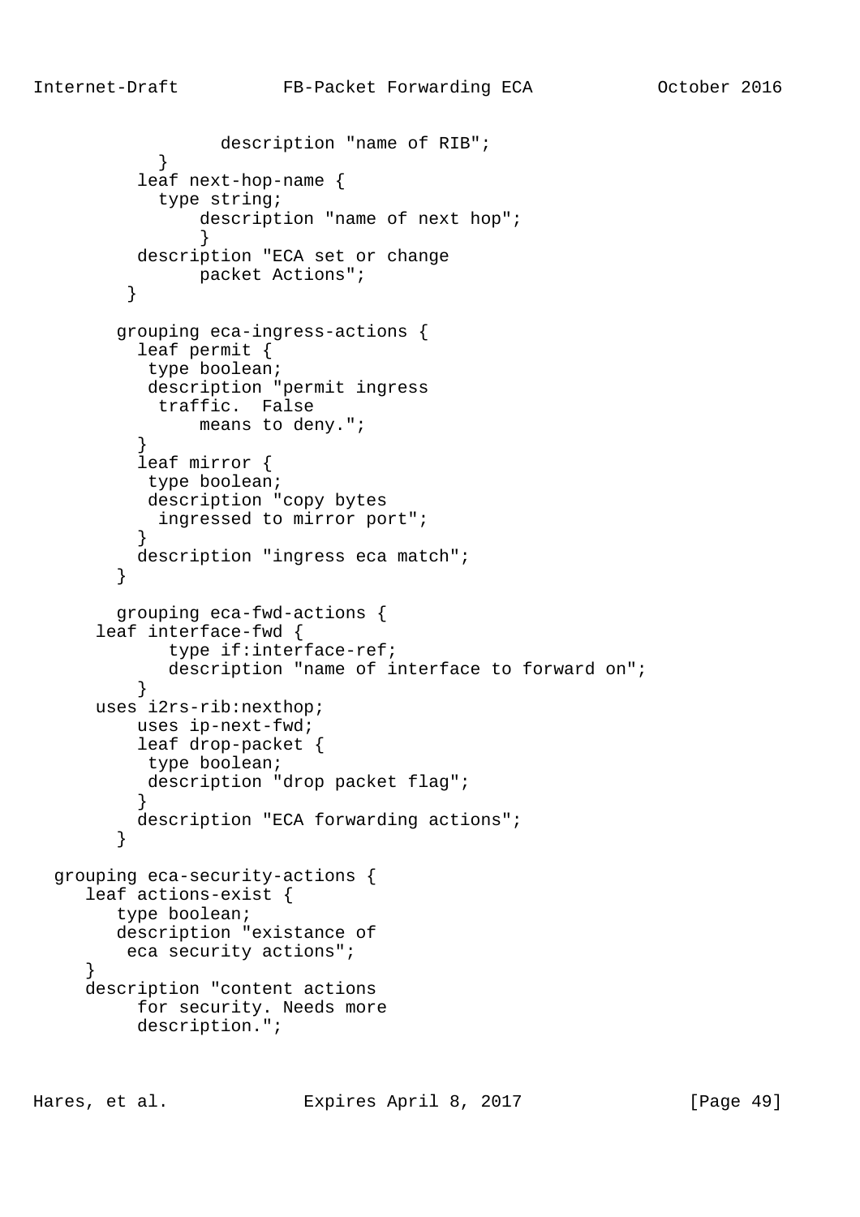```
                    description "name of RIB";
            }
          leaf next-hop-name {
            type string;
                description "name of next hop";
                }
          description "ECA set or change
                packet Actions";
         }

        grouping eca-ingress-actions {
          leaf permit {
           type boolean;
           description "permit ingress
            traffic.  False
                means to deny.";
          }
          leaf mirror {
           type boolean;
           description "copy bytes
            ingressed to mirror port";
          }
          description "ingress eca match";
        }

        grouping eca-fwd-actions {
      leaf interface-fwd {
              type if:interface-ref;
              description "name of interface to forward on";
          }
      uses i2rs-rib:nexthop;
          uses ip-next-fwd;
          leaf drop-packet {
           type boolean;
           description "drop packet flag";
          }
          description "ECA forwarding actions";
        }

  grouping eca-security-actions {
     leaf actions-exist {
        type boolean;
        description "existance of
         eca security actions";
     }
     description "content actions
          for security. Needs more
          description.";
```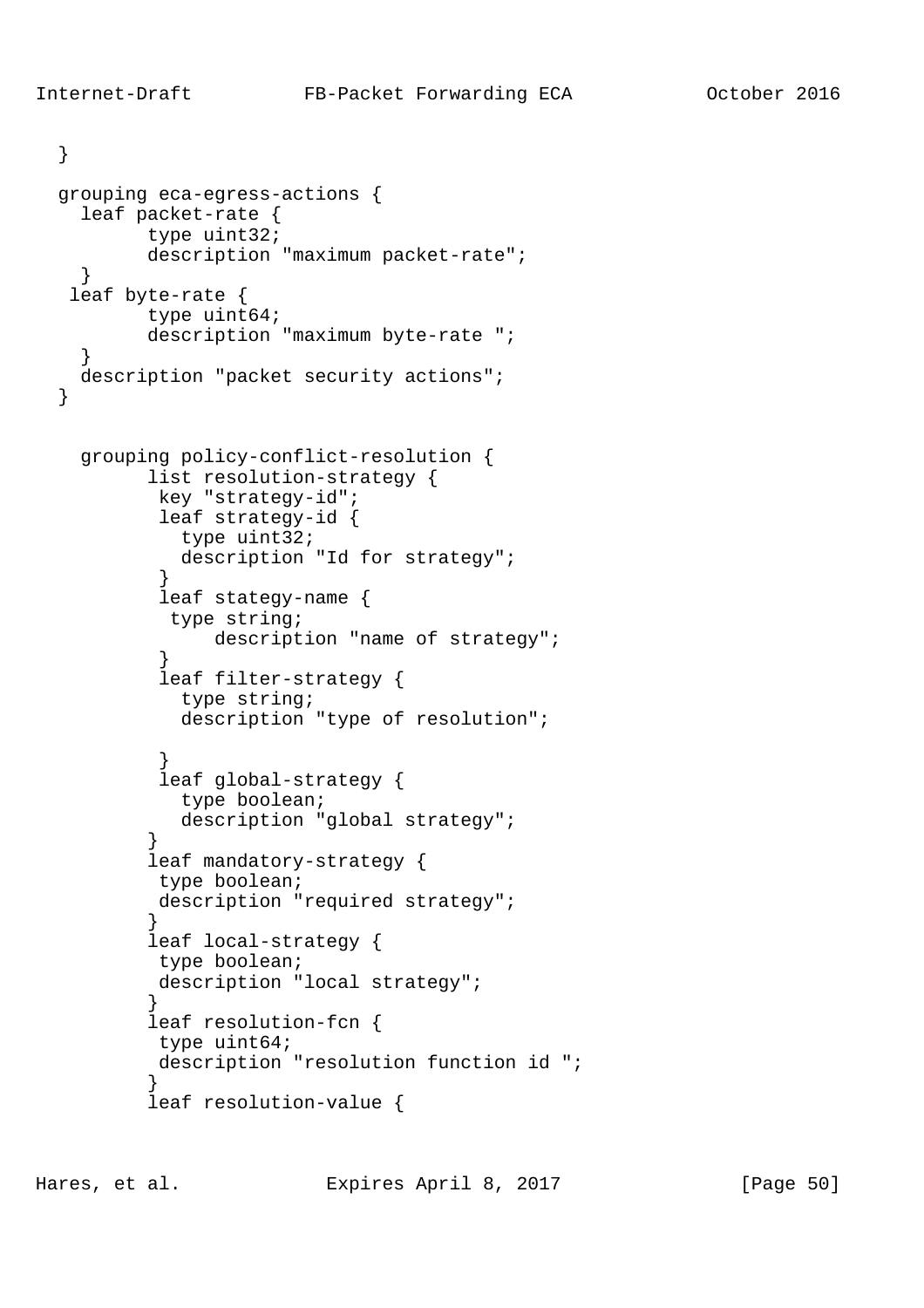```
  }

  grouping eca-egress-actions {
    leaf packet-rate {
          type uint32;
          description "maximum packet-rate";
    }
   leaf byte-rate {
          type uint64;
          description "maximum byte-rate ";
    }
    description "packet security actions";
  }


    grouping policy-conflict-resolution {
          list resolution-strategy {
           key "strategy-id";
           leaf strategy-id {
             type uint32;
             description "Id for strategy";
           }
           leaf stategy-name {
            type string;
                description "name of strategy";
           }
           leaf filter-strategy {
             type string;
             description "type of resolution";

           }
           leaf global-strategy {
             type boolean;
             description "global strategy";
          }
          leaf mandatory-strategy {
           type boolean;
           description "required strategy";
          }
          leaf local-strategy {
           type boolean;
           description "local strategy";
          }
          leaf resolution-fcn {
           type uint64;
           description "resolution function id ";
          }
          leaf resolution-value {
```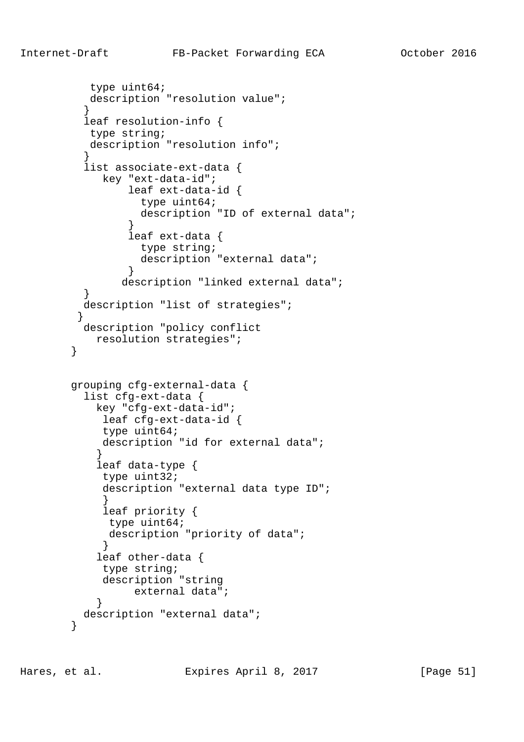```
          type uint64;
          description "resolution value";
         }
         leaf resolution-info {
          type string;
          description "resolution info";
         }
         list associate-ext-data {
            key "ext-data-id";
                leaf ext-data-id {
                  type uint64;
                  description "ID of external data";
                }
                leaf ext-data {
                  type string;
                  description "external data";
                }
               description "linked external data";
         }
         description "list of strategies";
        }
         description "policy conflict
           resolution strategies";
       }


       grouping cfg-external-data {
         list cfg-ext-data {
           key "cfg-ext-data-id";
            leaf cfg-ext-data-id {
            type uint64;
            description "id for external data";
           }
           leaf data-type {
            type uint32;
            description "external data type ID";
            }
            leaf priority {
             type uint64;
             description "priority of data";
            }
           leaf other-data {
            type string;
            description "string
                 external data";
           }
         description "external data";
       }
```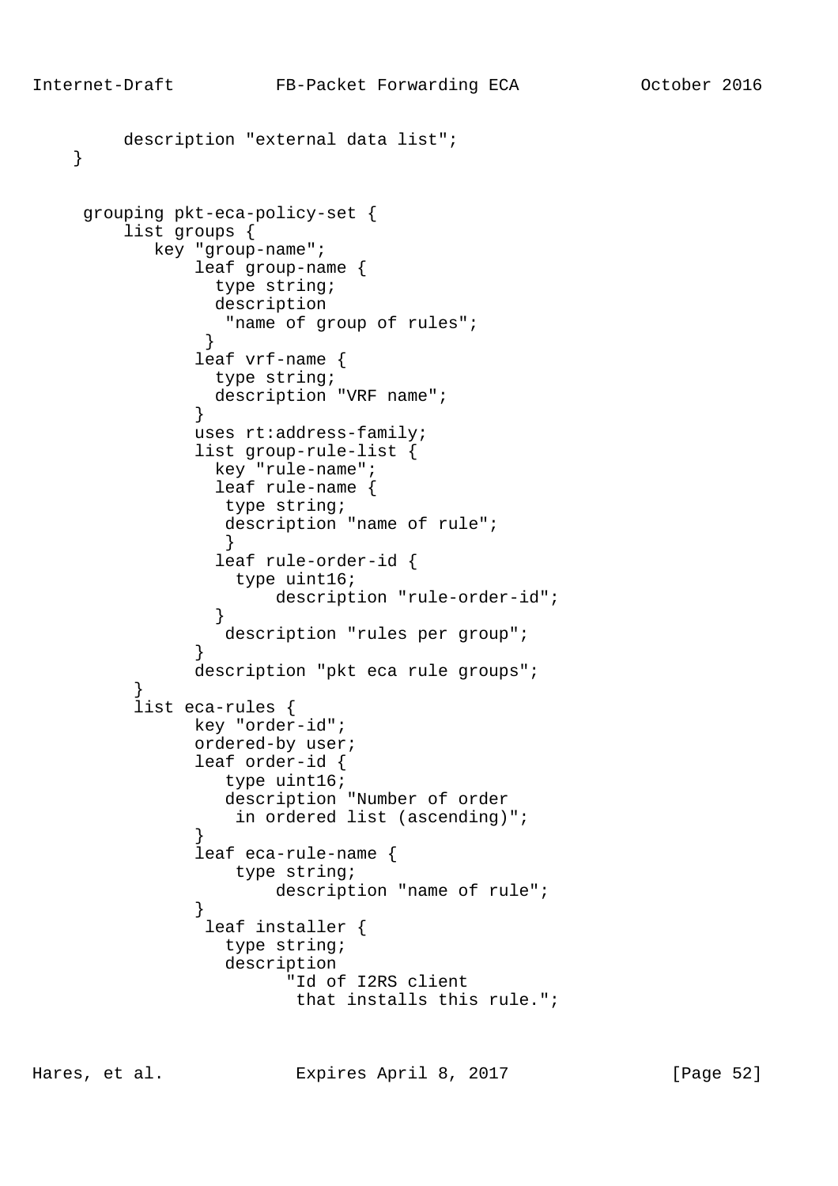```
         description "external data list";
    }


     grouping pkt-eca-policy-set {
         list groups {
            key "group-name";
                leaf group-name {
                  type string;
                  description
                   "name of group of rules";
                 }
                leaf vrf-name {
                  type string;
                  description "VRF name";
                }
                uses rt:address-family;
                list group-rule-list {
                  key "rule-name";
                  leaf rule-name {
                   type string;
                   description "name of rule";
                   }
                  leaf rule-order-id {
                    type uint16;
                        description "rule-order-id";
                  }
                   description "rules per group";
                }
                description "pkt eca rule groups";
          }
          list eca-rules {
                key "order-id";
                ordered-by user;
                leaf order-id {
                   type uint16;
                   description "Number of order
                    in ordered list (ascending)";
                }
                leaf eca-rule-name {
                    type string;
                        description "name of rule";
                }
                 leaf installer {
                   type string;
                   description
                         "Id of I2RS client
                          that installs this rule.";
```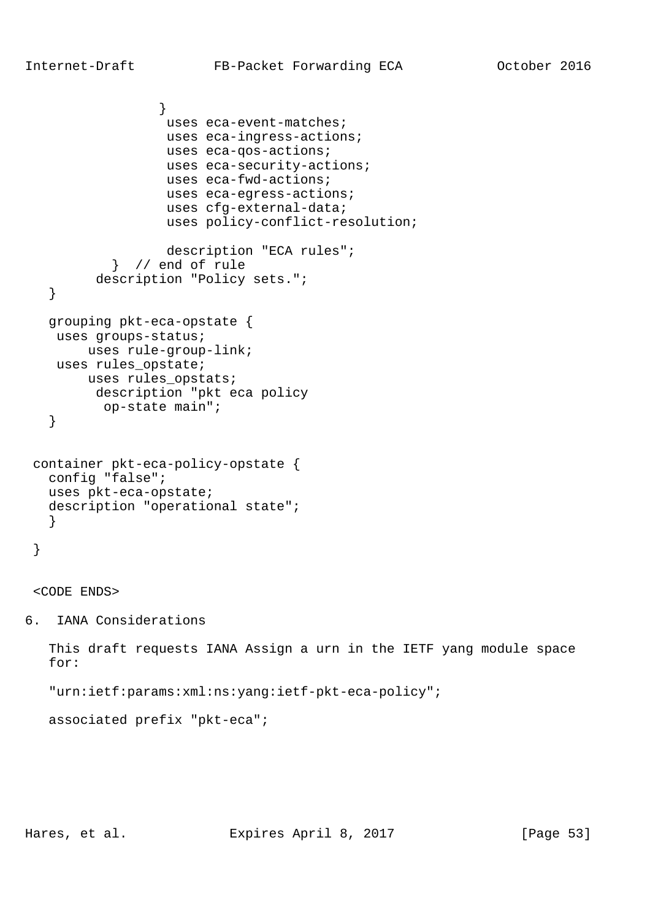```
                 }
                  uses eca-event-matches;
                  uses eca-ingress-actions;
                  uses eca-qos-actions;
                  uses eca-security-actions;
                  uses eca-fwd-actions;
                  uses eca-egress-actions;
                  uses cfg-external-data;
                  uses policy-conflict-resolution;

                  description "ECA rules";
           }  // end of rule
         description "Policy sets.";
   }

   grouping pkt-eca-opstate {
    uses groups-status;
        uses rule-group-link;
    uses rules_opstate;
        uses rules_opstats;
         description "pkt eca policy
          op-state main";
   }


 container pkt-eca-policy-opstate {
   config "false";
   uses pkt-eca-opstate;
   description "operational state";
   }

 }


 <CODE ENDS>
```

## 6. IANA Considerations

This draft requests IANA Assign a urn in the IETF yang module space for:

"urn:ietf:params:xml:ns:yang:ietf-pkt-eca-policy";

associated prefix "pkt-eca";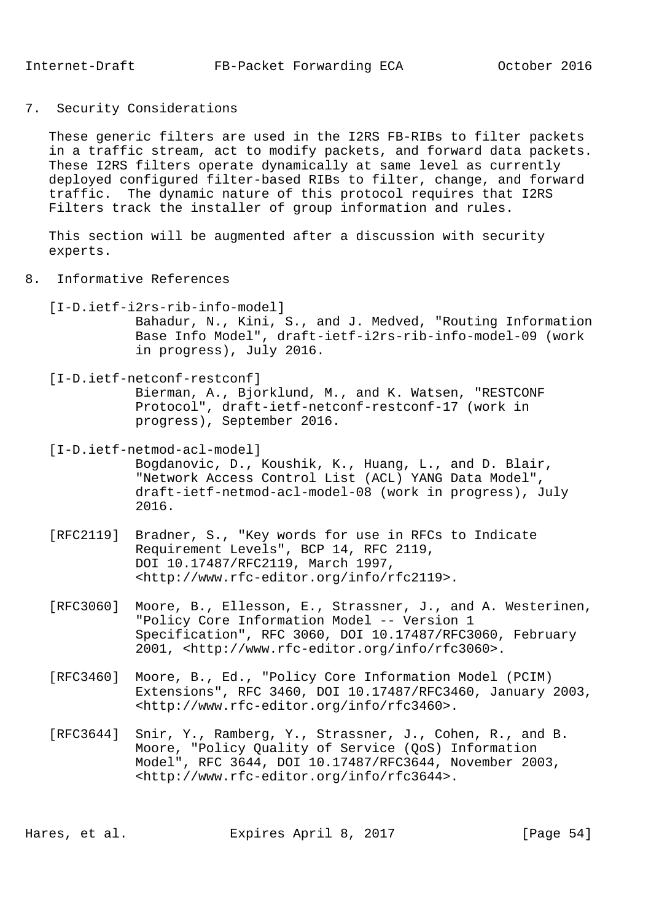## 7. Security Considerations

These generic filters are used in the I2RS FB-RIBs to filter packets in a traffic stream, act to modify packets, and forward data packets. These I2RS filters operate dynamically at same level as currently deployed configured filter-based RIBs to filter, change, and forward traffic. The dynamic nature of this protocol requires that I2RS Filters track the installer of group information and rules.

This section will be augmented after a discussion with security experts.

## 8. Informative References

[I-D.ietf-i2rs-rib-info-model]
Bahadur, N., Kini, S., and J. Medved, "Routing Information Base Info Model", draft-ietf-i2rs-rib-info-model-09 (work in progress), July 2016.

[I-D.ietf-netconf-restconf]
Bierman, A., Bjorklund, M., and K. Watsen, "RESTCONF Protocol", draft-ietf-netconf-restconf-17 (work in progress), September 2016.

[I-D.ietf-netmod-acl-model]
Bogdanovic, D., Koushik, K., Huang, L., and D. Blair, "Network Access Control List (ACL) YANG Data Model", draft-ietf-netmod-acl-model-08 (work in progress), July 2016.

[RFC2119] Bradner, S., "Key words for use in RFCs to Indicate Requirement Levels", BCP 14, RFC 2119, DOI 10.17487/RFC2119, March 1997, <http://www.rfc-editor.org/info/rfc2119>.

[RFC3060] Moore, B., Ellesson, E., Strassner, J., and A. Westerinen, "Policy Core Information Model -- Version 1 Specification", RFC 3060, DOI 10.17487/RFC3060, February 2001, <http://www.rfc-editor.org/info/rfc3060>.

[RFC3460] Moore, B., Ed., "Policy Core Information Model (PCIM) Extensions", RFC 3460, DOI 10.17487/RFC3460, January 2003, <http://www.rfc-editor.org/info/rfc3460>.

[RFC3644] Snir, Y., Ramberg, Y., Strassner, J., Cohen, R., and B. Moore, "Policy Quality of Service (QoS) Information Model", RFC 3644, DOI 10.17487/RFC3644, November 2003, <http://www.rfc-editor.org/info/rfc3644>.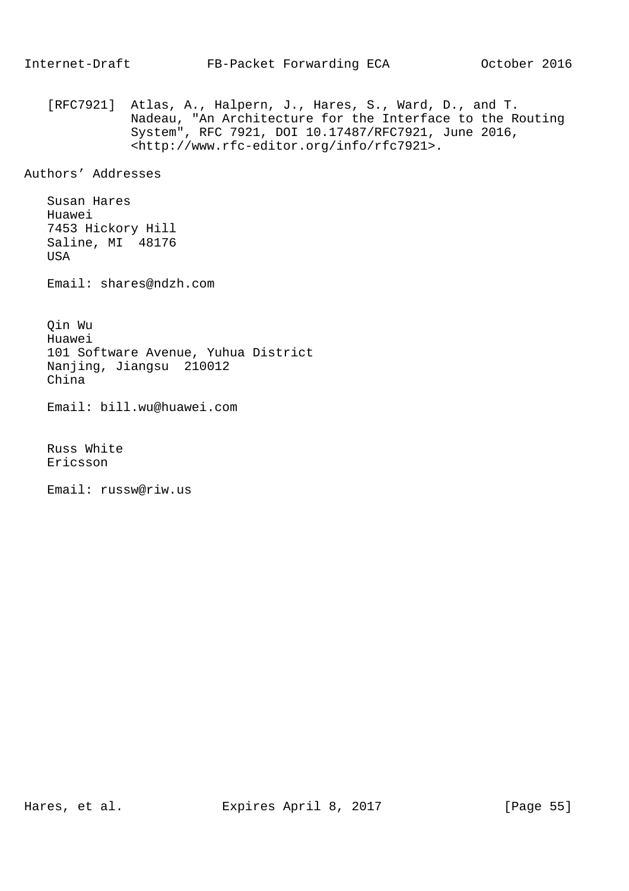[RFC7921] Atlas, A., Halpern, J., Hares, S., Ward, D., and T. Nadeau, "An Architecture for the Interface to the Routing System", RFC 7921, DOI 10.17487/RFC7921, June 2016, <http://www.rfc-editor.org/info/rfc7921>.

## Authors' Addresses

Susan Hares
Huawei
7453 Hickory Hill
Saline, MI 48176
USA

Email: shares@ndzh.com

Qin Wu
Huawei
101 Software Avenue, Yuhua District
Nanjing, Jiangsu 210012
China

Email: bill.wu@huawei.com

Russ White
Ericsson

Email: russw@riw.us